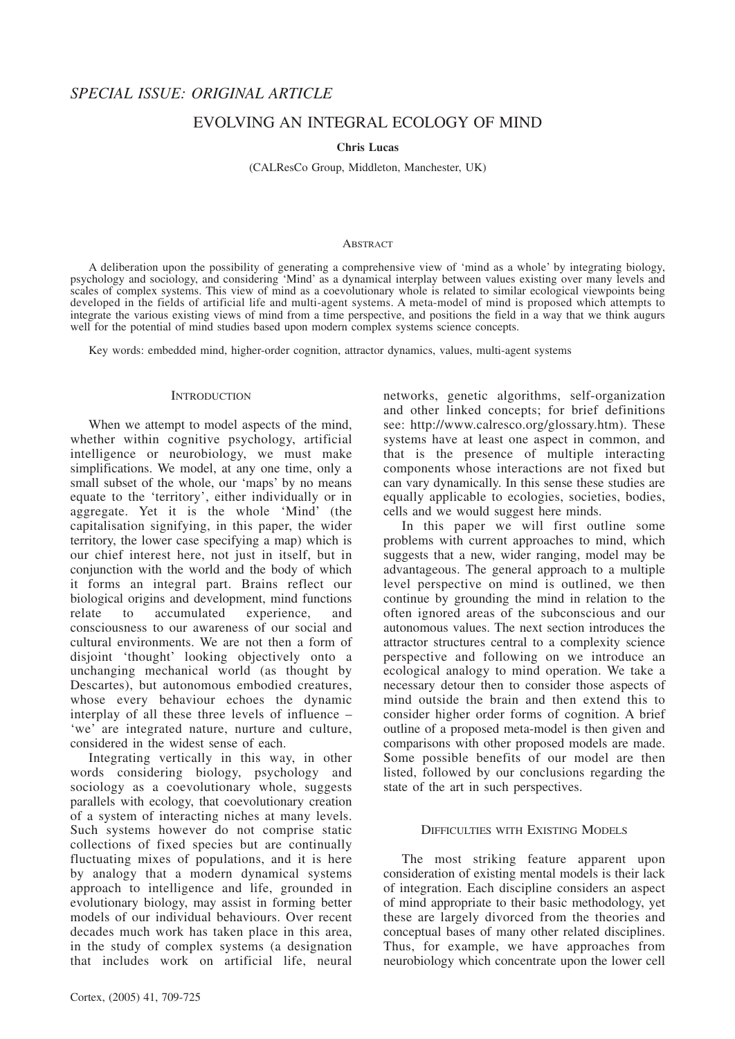*SPECIAL ISSUE: ORIGINAL ARTICLE*

# EVOLVING AN INTEGRAL ECOLOGY OF MIND

**Chris Lucas**

(CALResCo Group, Middleton, Manchester, UK)

## Abstract

A deliberation upon the possibility of generating a comprehensive view of 'mind as a whole' by integrating biology, psychology and sociology, and considering 'Mind' as a dynamical interplay between values existing over many levels and scales of complex systems. This view of mind as a coevolutionary whole is related to similar ecological viewpoints being developed in the fields of artificial life and multi-agent systems. A meta-model of mind is proposed which attempts to integrate the various existing views of mind from a time perspective, and positions the field in a way that we think augurs well for the potential of mind studies based upon modern complex systems science concepts.

Key words: embedded mind, higher-order cognition, attractor dynamics, values, multi-agent systems

## Introduction

When we attempt to model aspects of the mind, whether within cognitive psychology, artificial intelligence or neurobiology, we must make simplifications. We model, at any one time, only a small subset of the whole, our 'maps' by no means equate to the 'territory', either individually or in aggregate. Yet it is the whole 'Mind' (the capitalisation signifying, in this paper, the wider territory, the lower case specifying a map) which is our chief interest here, not just in itself, but in conjunction with the world and the body of which it forms an integral part. Brains reflect our biological origins and development, mind functions relate to accumulated experience, and consciousness to our awareness of our social and cultural environments. We are not then a form of disjoint 'thought' looking objectively onto a unchanging mechanical world (as thought by Descartes), but autonomous embodied creatures, whose every behaviour echoes the dynamic interplay of all these three levels of influence – 'we' are integrated nature, nurture and culture, considered in the widest sense of each.

Integrating vertically in this way, in other words considering biology, psychology and sociology as a coevolutionary whole, suggests parallels with ecology, that coevolutionary creation of a system of interacting niches at many levels. Such systems however do not comprise static collections of fixed species but are continually fluctuating mixes of populations, and it is here by analogy that a modern dynamical systems approach to intelligence and life, grounded in evolutionary biology, may assist in forming better models of our individual behaviours. Over recent decades much work has taken place in this area, in the study of complex systems (a designation that includes work on artificial life, neural networks, genetic algorithms, self-organization and other linked concepts; for brief definitions see: http://www.calresco.org/glossary.htm). These systems have at least one aspect in common, and that is the presence of multiple interacting components whose interactions are not fixed but can vary dynamically. In this sense these studies are equally applicable to ecologies, societies, bodies, cells and we would suggest here minds.

In this paper we will first outline some problems with current approaches to mind, which suggests that a new, wider ranging, model may be advantageous. The general approach to a multiple level perspective on mind is outlined, we then continue by grounding the mind in relation to the often ignored areas of the subconscious and our autonomous values. The next section introduces the attractor structures central to a complexity science perspective and following on we introduce an ecological analogy to mind operation. We take a necessary detour then to consider those aspects of mind outside the brain and then extend this to consider higher order forms of cognition. A brief outline of a proposed meta-model is then given and comparisons with other proposed models are made. Some possible benefits of our model are then listed, followed by our conclusions regarding the state of the art in such perspectives.

## Difficulties with Existing Models

The most striking feature apparent upon consideration of existing mental models is their lack of integration. Each discipline considers an aspect of mind appropriate to their basic methodology, yet these are largely divorced from the theories and conceptual bases of many other related disciplines. Thus, for example, we have approaches from neurobiology which concentrate upon the lower cell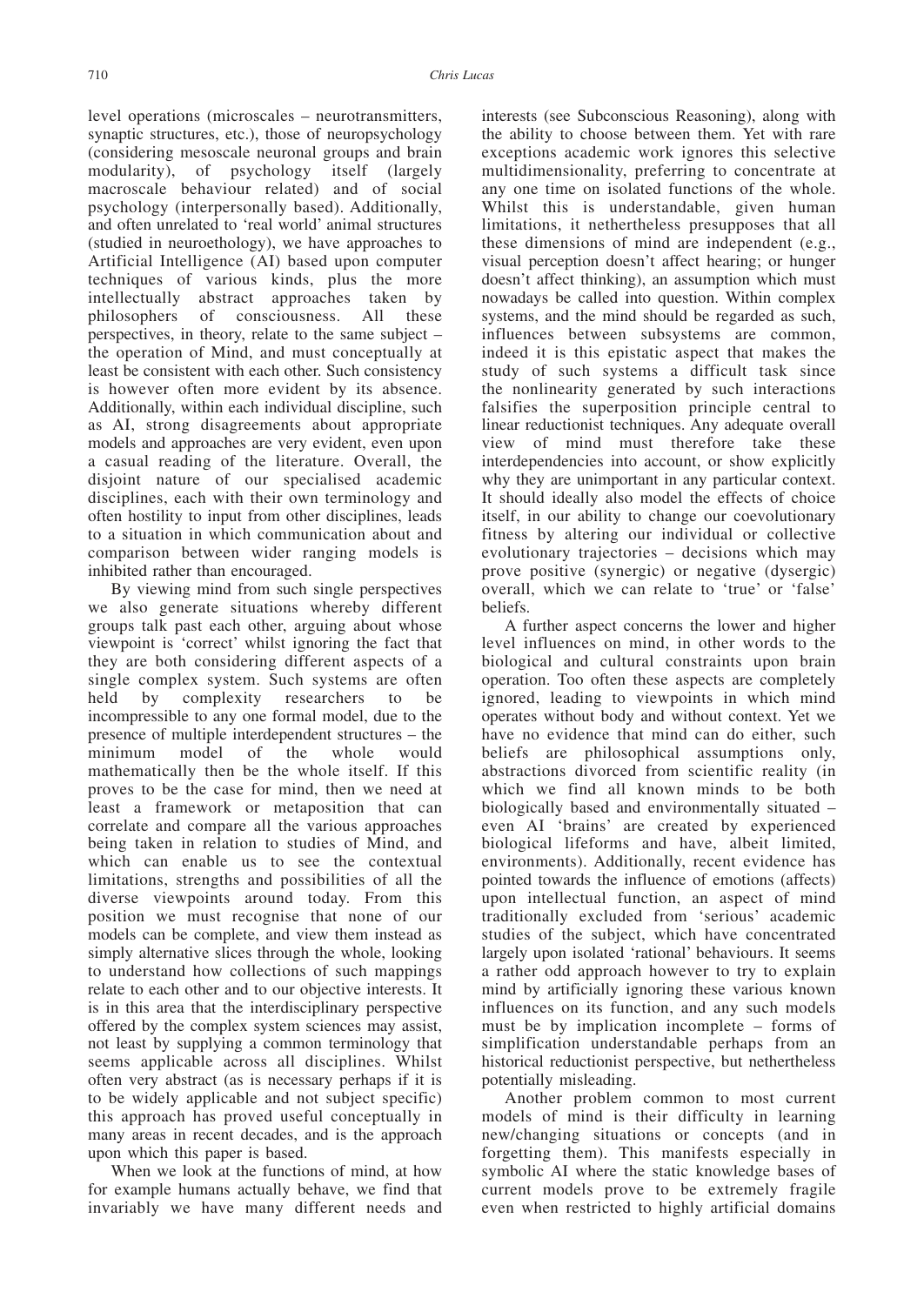level operations (microscales – neurotransmitters, synaptic structures, etc.), those of neuropsychology (considering mesoscale neuronal groups and brain modularity), of psychology itself (largely macroscale behaviour related) and of social psychology (interpersonally based). Additionally, and often unrelated to 'real world' animal structures (studied in neuroethology), we have approaches to Artificial Intelligence (AI) based upon computer techniques of various kinds, plus the more intellectually abstract approaches taken by philosophers of consciousness. All these perspectives, in theory, relate to the same subject – the operation of Mind, and must conceptually at least be consistent with each other. Such consistency is however often more evident by its absence. Additionally, within each individual discipline, such as AI, strong disagreements about appropriate models and approaches are very evident, even upon a casual reading of the literature. Overall, the disjoint nature of our specialised academic disciplines, each with their own terminology and often hostility to input from other disciplines, leads to a situation in which communication about and comparison between wider ranging models is inhibited rather than encouraged.

By viewing mind from such single perspectives we also generate situations whereby different groups talk past each other, arguing about whose viewpoint is 'correct' whilst ignoring the fact that they are both considering different aspects of a single complex system. Such systems are often held by complexity researchers to be incompressible to any one formal model, due to the presence of multiple interdependent structures – the minimum model of the whole would mathematically then be the whole itself. If this proves to be the case for mind, then we need at least a framework or metaposition that can correlate and compare all the various approaches being taken in relation to studies of Mind, and which can enable us to see the contextual limitations, strengths and possibilities of all the diverse viewpoints around today. From this position we must recognise that none of our models can be complete, and view them instead as simply alternative slices through the whole, looking to understand how collections of such mappings relate to each other and to our objective interests. It is in this area that the interdisciplinary perspective offered by the complex system sciences may assist, not least by supplying a common terminology that seems applicable across all disciplines. Whilst often very abstract (as is necessary perhaps if it is to be widely applicable and not subject specific) this approach has proved useful conceptually in many areas in recent decades, and is the approach upon which this paper is based.

When we look at the functions of mind, at how for example humans actually behave, we find that invariably we have many different needs and interests (see Subconscious Reasoning), along with the ability to choose between them. Yet with rare exceptions academic work ignores this selective multidimensionality, preferring to concentrate at any one time on isolated functions of the whole. Whilst this is understandable, given human limitations, it nethertheless presupposes that all these dimensions of mind are independent (e.g., visual perception doesn't affect hearing; or hunger doesn't affect thinking), an assumption which must nowadays be called into question. Within complex systems, and the mind should be regarded as such, influences between subsystems are common, indeed it is this epistatic aspect that makes the study of such systems a difficult task since the nonlinearity generated by such interactions falsifies the superposition principle central to linear reductionist techniques. Any adequate overall view of mind must therefore take these interdependencies into account, or show explicitly why they are unimportant in any particular context. It should ideally also model the effects of choice itself, in our ability to change our coevolutionary fitness by altering our individual or collective evolutionary trajectories – decisions which may prove positive (synergic) or negative (dysergic) overall, which we can relate to 'true' or 'false' beliefs.

A further aspect concerns the lower and higher level influences on mind, in other words to the biological and cultural constraints upon brain operation. Too often these aspects are completely ignored, leading to viewpoints in which mind operates without body and without context. Yet we have no evidence that mind can do either, such beliefs are philosophical assumptions only, abstractions divorced from scientific reality (in which we find all known minds to be both biologically based and environmentally situated – even AI 'brains' are created by experienced biological lifeforms and have, albeit limited, environments). Additionally, recent evidence has pointed towards the influence of emotions (affects) upon intellectual function, an aspect of mind traditionally excluded from 'serious' academic studies of the subject, which have concentrated largely upon isolated 'rational' behaviours. It seems a rather odd approach however to try to explain mind by artificially ignoring these various known influences on its function, and any such models must be by implication incomplete – forms of simplification understandable perhaps from an historical reductionist perspective, but nethertheless potentially misleading.

Another problem common to most current models of mind is their difficulty in learning new/changing situations or concepts (and in forgetting them). This manifests especially in symbolic AI where the static knowledge bases of current models prove to be extremely fragile even when restricted to highly artificial domains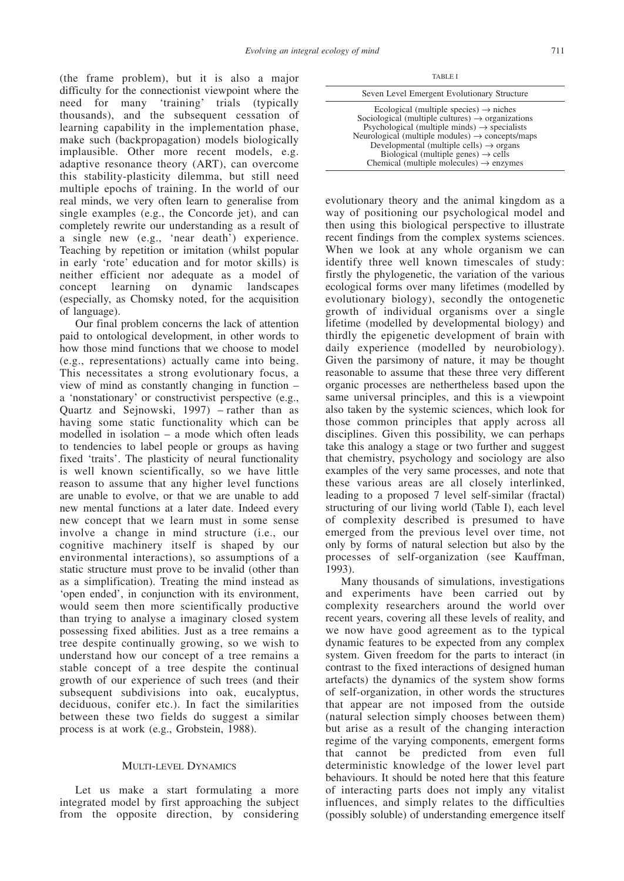(the frame problem), but it is also a major difficulty for the connectionist viewpoint where the need for many 'training' trials (typically thousands), and the subsequent cessation of learning capability in the implementation phase, make such (backpropagation) models biologically implausible. Other more recent models, e.g. adaptive resonance theory (ART), can overcome this stability-plasticity dilemma, but still need multiple epochs of training. In the world of our real minds, we very often learn to generalise from single examples (e.g., the Concorde jet), and can completely rewrite our understanding as a result of a single new (e.g., 'near death') experience. Teaching by repetition or imitation (whilst popular in early 'rote' education and for motor skills) is neither efficient nor adequate as a model of concept learning on dynamic landscapes (especially, as Chomsky noted, for the acquisition of language).

Our final problem concerns the lack of attention paid to ontological development, in other words to how those mind functions that we choose to model (e.g., representations) actually came into being. This necessitates a strong evolutionary focus, a view of mind as constantly changing in function – a 'nonstationary' or constructivist perspective (e.g., Quartz and Sejnowski, 1997) – rather than as having some static functionality which can be modelled in isolation – a mode which often leads to tendencies to label people or groups as having fixed 'traits'. The plasticity of neural functionality is well known scientifically, so we have little reason to assume that any higher level functions are unable to evolve, or that we are unable to add new mental functions at a later date. Indeed every new concept that we learn must in some sense involve a change in mind structure (i.e., our cognitive machinery itself is shaped by our environmental interactions), so assumptions of a static structure must prove to be invalid (other than as a simplification). Treating the mind instead as 'open ended', in conjunction with its environment, would seem then more scientifically productive than trying to analyse a imaginary closed system possessing fixed abilities. Just as a tree remains a tree despite continually growing, so we wish to understand how our concept of a tree remains a stable concept of a tree despite the continual growth of our experience of such trees (and their subsequent subdivisions into oak, eucalyptus, deciduous, conifer etc.). In fact the similarities between these two fields do suggest a similar process is at work (e.g., Grobstein, 1988).

## Multi-Level Dynamics

Let us make a start formulating a more integrated model by first approaching the subject from the opposite direction, by considering evolutionary theory and the animal kingdom as a way of positioning our psychological model and then using this biological perspective to illustrate recent findings from the complex systems sciences. When we look at any whole organism we can identify three well known timescales of study: firstly the phylogenetic, the variation of the various ecological forms over many lifetimes (modelled by evolutionary biology), secondly the ontogenetic growth of individual organisms over a single lifetime (modelled by developmental biology) and thirdly the epigenetic development of brain with daily experience (modelled by neurobiology). Given the parsimony of nature, it may be thought reasonable to assume that these three very different organic processes are nethertheless based upon the same universal principles, and this is a viewpoint also taken by the systemic sciences, which look for those common principles that apply across all disciplines. Given this possibility, we can perhaps take this analogy a stage or two further and suggest that chemistry, psychology and sociology are also examples of the very same processes, and note that these various areas are all closely interlinked, leading to a proposed 7 level self-similar (fractal) structuring of our living world (Table I), each level of complexity described is presumed to have emerged from the previous level over time, not only by forms of natural selection but also by the processes of self-organization (see Kauffman, 1993).

TABLE I

| Seven Level Emergent Evolutionary Structure |
|---|
| Ecological (multiple species) → niches |
| Sociological (multiple cultures) → organizations |
| Psychological (multiple minds) → specialists |
| Neurological (multiple modules) → concepts/maps |
| Developmental (multiple cells) → organs |
| Biological (multiple genes) → cells |
| Chemical (multiple molecules) → enzymes |

Many thousands of simulations, investigations and experiments have been carried out by complexity researchers around the world over recent years, covering all these levels of reality, and we now have good agreement as to the typical dynamic features to be expected from any complex system. Given freedom for the parts to interact (in contrast to the fixed interactions of designed human artefacts) the dynamics of the system show forms of self-organization, in other words the structures that appear are not imposed from the outside (natural selection simply chooses between them) but arise as a result of the changing interaction regime of the varying components, emergent forms that cannot be predicted from even full deterministic knowledge of the lower level part behaviours. It should be noted here that this feature of interacting parts does not imply any vitalist influences, and simply relates to the difficulties (possibly soluble) of understanding emergence itself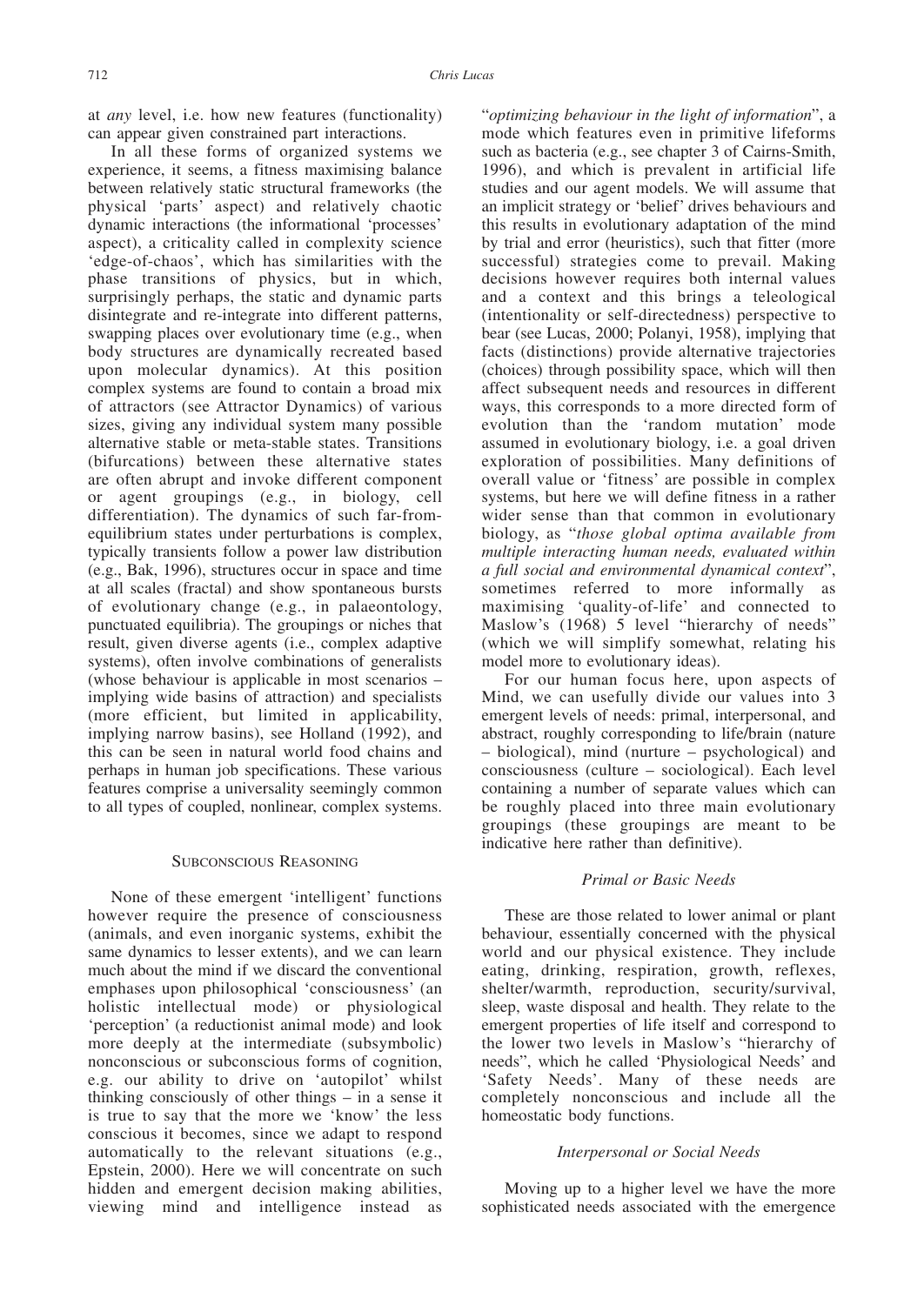at *any* level, i.e. how new features (functionality) can appear given constrained part interactions.

In all these forms of organized systems we experience, it seems, a fitness maximising balance between relatively static structural frameworks (the physical 'parts' aspect) and relatively chaotic dynamic interactions (the informational 'processes' aspect), a criticality called in complexity science 'edge-of-chaos', which has similarities with the phase transitions of physics, but in which, surprisingly perhaps, the static and dynamic parts disintegrate and re-integrate into different patterns, swapping places over evolutionary time (e.g., when body structures are dynamically recreated based upon molecular dynamics). At this position complex systems are found to contain a broad mix of attractors (see Attractor Dynamics) of various sizes, giving any individual system many possible alternative stable or meta-stable states. Transitions (bifurcations) between these alternative states are often abrupt and invoke different component or agent groupings (e.g., in biology, cell differentiation). The dynamics of such far-from-equilibrium states under perturbations is complex, typically transients follow a power law distribution (e.g., Bak, 1996), structures occur in space and time at all scales (fractal) and show spontaneous bursts of evolutionary change (e.g., in palaeontology, punctuated equilibria). The groupings or niches that result, given diverse agents (i.e., complex adaptive systems), often involve combinations of generalists (whose behaviour is applicable in most scenarios – implying wide basins of attraction) and specialists (more efficient, but limited in applicability, implying narrow basins), see Holland (1992), and this can be seen in natural world food chains and perhaps in human job specifications. These various features comprise a universality seemingly common to all types of coupled, nonlinear, complex systems.

## Subconscious Reasoning

None of these emergent 'intelligent' functions however require the presence of consciousness (animals, and even inorganic systems, exhibit the same dynamics to lesser extents), and we can learn much about the mind if we discard the conventional emphases upon philosophical 'consciousness' (an holistic intellectual mode) or physiological 'perception' (a reductionist animal mode) and look more deeply at the intermediate (subsymbolic) nonconscious or subconscious forms of cognition, e.g. our ability to drive on 'autopilot' whilst thinking consciously of other things – in a sense it is true to say that the more we 'know' the less conscious it becomes, since we adapt to respond automatically to the relevant situations (e.g., Epstein, 2000). Here we will concentrate on such hidden and emergent decision making abilities, viewing mind and intelligence instead as "*optimizing behaviour in the light of information*", a mode which features even in primitive lifeforms such as bacteria (e.g., see chapter 3 of Cairns-Smith, 1996), and which is prevalent in artificial life studies and our agent models. We will assume that an implicit strategy or 'belief' drives behaviours and this results in evolutionary adaptation of the mind by trial and error (heuristics), such that fitter (more successful) strategies come to prevail. Making decisions however requires both internal values and a context and this brings a teleological (intentionality or self-directedness) perspective to bear (see Lucas, 2000; Polanyi, 1958), implying that facts (distinctions) provide alternative trajectories (choices) through possibility space, which will then affect subsequent needs and resources in different ways, this corresponds to a more directed form of evolution than the 'random mutation' mode assumed in evolutionary biology, i.e. a goal driven exploration of possibilities. Many definitions of overall value or 'fitness' are possible in complex systems, but here we will define fitness in a rather wider sense than that common in evolutionary biology, as "*those global optima available from multiple interacting human needs, evaluated within a full social and environmental dynamical context*", sometimes referred to more informally as maximising 'quality-of-life' and connected to Maslow's (1968) 5 level "hierarchy of needs" (which we will simplify somewhat, relating his model more to evolutionary ideas).

For our human focus here, upon aspects of Mind, we can usefully divide our values into 3 emergent levels of needs: primal, interpersonal, and abstract, roughly corresponding to life/brain (nature – biological), mind (nurture – psychological) and consciousness (culture – sociological). Each level containing a number of separate values which can be roughly placed into three main evolutionary groupings (these groupings are meant to be indicative here rather than definitive).

### *Primal or Basic Needs*

These are those related to lower animal or plant behaviour, essentially concerned with the physical world and our physical existence. They include eating, drinking, respiration, growth, reflexes, shelter/warmth, reproduction, security/survival, sleep, waste disposal and health. They relate to the emergent properties of life itself and correspond to the lower two levels in Maslow's "hierarchy of needs", which he called 'Physiological Needs' and 'Safety Needs'. Many of these needs are completely nonconscious and include all the homeostatic body functions.

### *Interpersonal or Social Needs*

Moving up to a higher level we have the more sophisticated needs associated with the emergence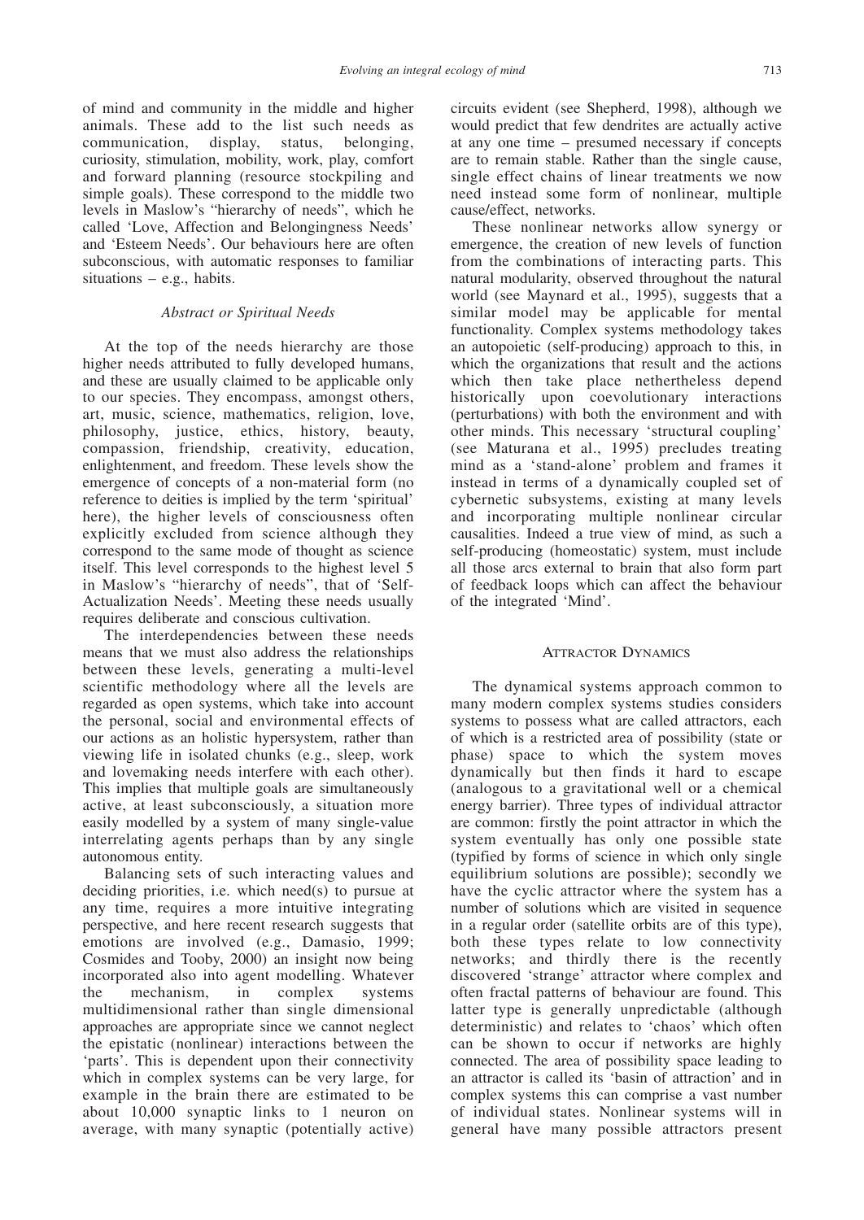of mind and community in the middle and higher animals. These add to the list such needs as communication, display, status, belonging, curiosity, stimulation, mobility, work, play, comfort and forward planning (resource stockpiling and simple goals). These correspond to the middle two levels in Maslow's "hierarchy of needs", which he called 'Love, Affection and Belongingness Needs' and 'Esteem Needs'. Our behaviours here are often subconscious, with automatic responses to familiar situations – e.g., habits.

### *Abstract or Spiritual Needs*

At the top of the needs hierarchy are those higher needs attributed to fully developed humans, and these are usually claimed to be applicable only to our species. They encompass, amongst others, art, music, science, mathematics, religion, love, philosophy, justice, ethics, history, beauty, compassion, friendship, creativity, education, enlightenment, and freedom. These levels show the emergence of concepts of a non-material form (no reference to deities is implied by the term 'spiritual' here), the higher levels of consciousness often explicitly excluded from science although they correspond to the same mode of thought as science itself. This level corresponds to the highest level 5 in Maslow's "hierarchy of needs", that of 'Self-Actualization Needs'. Meeting these needs usually requires deliberate and conscious cultivation.

The interdependencies between these needs means that we must also address the relationships between these levels, generating a multi-level scientific methodology where all the levels are regarded as open systems, which take into account the personal, social and environmental effects of our actions as an holistic hypersystem, rather than viewing life in isolated chunks (e.g., sleep, work and lovemaking needs interfere with each other). This implies that multiple goals are simultaneously active, at least subconsciously, a situation more easily modelled by a system of many single-value interrelating agents perhaps than by any single autonomous entity.

Balancing sets of such interacting values and deciding priorities, i.e. which need(s) to pursue at any time, requires a more intuitive integrating perspective, and here recent research suggests that emotions are involved (e.g., Damasio, 1999; Cosmides and Tooby, 2000) an insight now being incorporated also into agent modelling. Whatever the mechanism, in complex systems multidimensional rather than single dimensional approaches are appropriate since we cannot neglect the epistatic (nonlinear) interactions between the 'parts'. This is dependent upon their connectivity which in complex systems can be very large, for example in the brain there are estimated to be about 10,000 synaptic links to 1 neuron on average, with many synaptic (potentially active) circuits evident (see Shepherd, 1998), although we would predict that few dendrites are actually active at any one time – presumed necessary if concepts are to remain stable. Rather than the single cause, single effect chains of linear treatments we now need instead some form of nonlinear, multiple cause/effect, networks.

These nonlinear networks allow synergy or emergence, the creation of new levels of function from the combinations of interacting parts. This natural modularity, observed throughout the natural world (see Maynard et al., 1995), suggests that a similar model may be applicable for mental functionality. Complex systems methodology takes an autopoietic (self-producing) approach to this, in which the organizations that result and the actions which then take place nethertheless depend historically upon coevolutionary interactions (perturbations) with both the environment and with other minds. This necessary 'structural coupling' (see Maturana et al., 1995) precludes treating mind as a 'stand-alone' problem and frames it instead in terms of a dynamically coupled set of cybernetic subsystems, existing at many levels and incorporating multiple nonlinear circular causalities. Indeed a true view of mind, as such a self-producing (homeostatic) system, must include all those arcs external to brain that also form part of feedback loops which can affect the behaviour of the integrated 'Mind'.

## Attractor Dynamics

The dynamical systems approach common to many modern complex systems studies considers systems to possess what are called attractors, each of which is a restricted area of possibility (state or phase) space to which the system moves dynamically but then finds it hard to escape (analogous to a gravitational well or a chemical energy barrier). Three types of individual attractor are common: firstly the point attractor in which the system eventually has only one possible state (typified by forms of science in which only single equilibrium solutions are possible); secondly we have the cyclic attractor where the system has a number of solutions which are visited in sequence in a regular order (satellite orbits are of this type), both these types relate to low connectivity networks; and thirdly there is the recently discovered 'strange' attractor where complex and often fractal patterns of behaviour are found. This latter type is generally unpredictable (although deterministic) and relates to 'chaos' which often can be shown to occur if networks are highly connected. The area of possibility space leading to an attractor is called its 'basin of attraction' and in complex systems this can comprise a vast number of individual states. Nonlinear systems will in general have many possible attractors present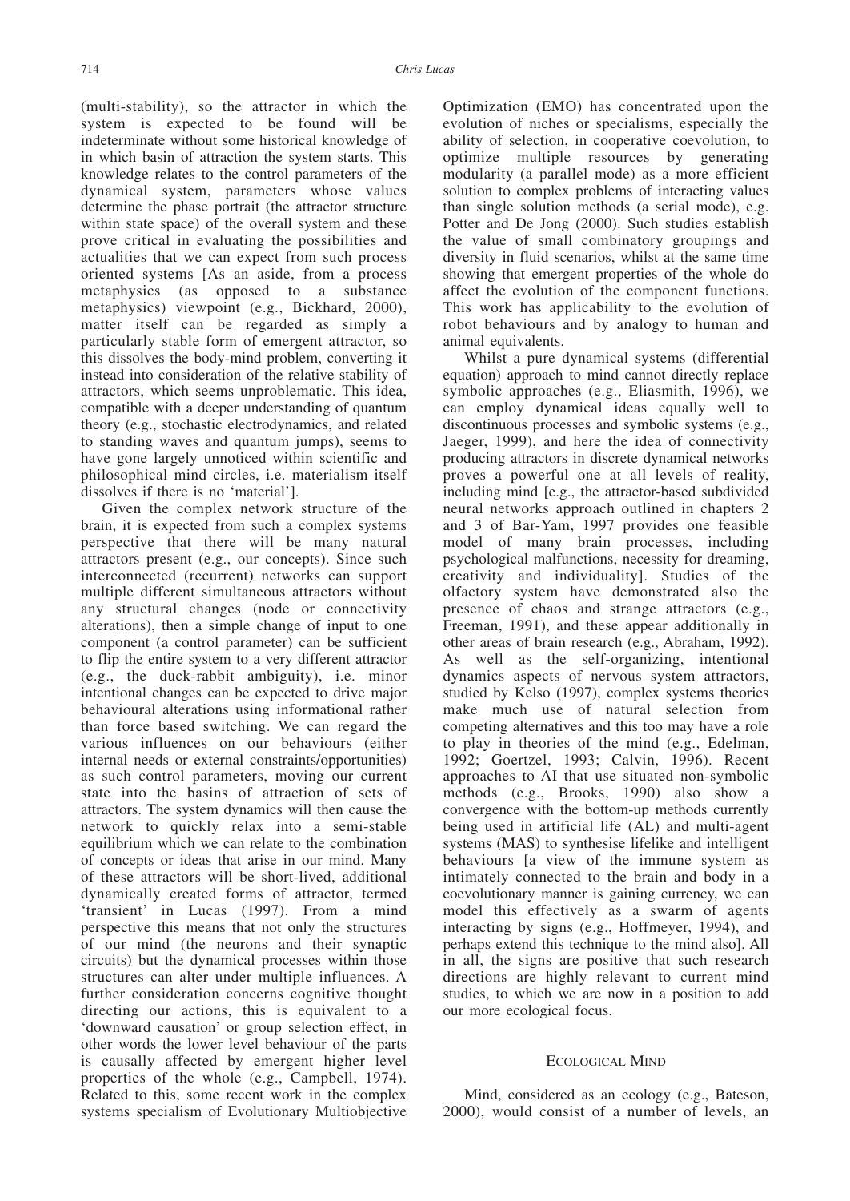(multi-stability), so the attractor in which the system is expected to be found will be indeterminate without some historical knowledge of in which basin of attraction the system starts. This knowledge relates to the control parameters of the dynamical system, parameters whose values determine the phase portrait (the attractor structure within state space) of the overall system and these prove critical in evaluating the possibilities and actualities that we can expect from such process oriented systems [As an aside, from a process metaphysics (as opposed to a substance metaphysics) viewpoint (e.g., Bickhard, 2000), matter itself can be regarded as simply a particularly stable form of emergent attractor, so this dissolves the body-mind problem, converting it instead into consideration of the relative stability of attractors, which seems unproblematic. This idea, compatible with a deeper understanding of quantum theory (e.g., stochastic electrodynamics, and related to standing waves and quantum jumps), seems to have gone largely unnoticed within scientific and philosophical mind circles, i.e. materialism itself dissolves if there is no 'material'].

Given the complex network structure of the brain, it is expected from such a complex systems perspective that there will be many natural attractors present (e.g., our concepts). Since such interconnected (recurrent) networks can support multiple different simultaneous attractors without any structural changes (node or connectivity alterations), then a simple change of input to one component (a control parameter) can be sufficient to flip the entire system to a very different attractor (e.g., the duck-rabbit ambiguity), i.e. minor intentional changes can be expected to drive major behavioural alterations using informational rather than force based switching. We can regard the various influences on our behaviours (either internal needs or external constraints/opportunities) as such control parameters, moving our current state into the basins of attraction of sets of attractors. The system dynamics will then cause the network to quickly relax into a semi-stable equilibrium which we can relate to the combination of concepts or ideas that arise in our mind. Many of these attractors will be short-lived, additional dynamically created forms of attractor, termed 'transient' in Lucas (1997). From a mind perspective this means that not only the structures of our mind (the neurons and their synaptic circuits) but the dynamical processes within those structures can alter under multiple influences. A further consideration concerns cognitive thought directing our actions, this is equivalent to a 'downward causation' or group selection effect, in other words the lower level behaviour of the parts is causally affected by emergent higher level properties of the whole (e.g., Campbell, 1974). Related to this, some recent work in the complex systems specialism of Evolutionary Multiobjective Optimization (EMO) has concentrated upon the evolution of niches or specialisms, especially the ability of selection, in cooperative coevolution, to optimize multiple resources by generating modularity (a parallel mode) as a more efficient solution to complex problems of interacting values than single solution methods (a serial mode), e.g. Potter and De Jong (2000). Such studies establish the value of small combinatory groupings and diversity in fluid scenarios, whilst at the same time showing that emergent properties of the whole do affect the evolution of the component functions. This work has applicability to the evolution of robot behaviours and by analogy to human and animal equivalents.

Whilst a pure dynamical systems (differential equation) approach to mind cannot directly replace symbolic approaches (e.g., Eliasmith, 1996), we can employ dynamical ideas equally well to discontinuous processes and symbolic systems (e.g., Jaeger, 1999), and here the idea of connectivity producing attractors in discrete dynamical networks proves a powerful one at all levels of reality, including mind [e.g., the attractor-based subdivided neural networks approach outlined in chapters 2 and 3 of Bar-Yam, 1997 provides one feasible model of many brain processes, including psychological malfunctions, necessity for dreaming, creativity and individuality]. Studies of the olfactory system have demonstrated also the presence of chaos and strange attractors (e.g., Freeman, 1991), and these appear additionally in other areas of brain research (e.g., Abraham, 1992). As well as the self-organizing, intentional dynamics aspects of nervous system attractors, studied by Kelso (1997), complex systems theories make much use of natural selection from competing alternatives and this too may have a role to play in theories of the mind (e.g., Edelman, 1992; Goertzel, 1993; Calvin, 1996). Recent approaches to AI that use situated non-symbolic methods (e.g., Brooks, 1990) also show a convergence with the bottom-up methods currently being used in artificial life (AL) and multi-agent systems (MAS) to synthesise lifelike and intelligent behaviours [a view of the immune system as intimately connected to the brain and body in a coevolutionary manner is gaining currency, we can model this effectively as a swarm of agents interacting by signs (e.g., Hoffmeyer, 1994), and perhaps extend this technique to the mind also]. All in all, the signs are positive that such research directions are highly relevant to current mind studies, to which we are now in a position to add our more ecological focus.

## Ecological Mind

Mind, considered as an ecology (e.g., Bateson, 2000), would consist of a number of levels, an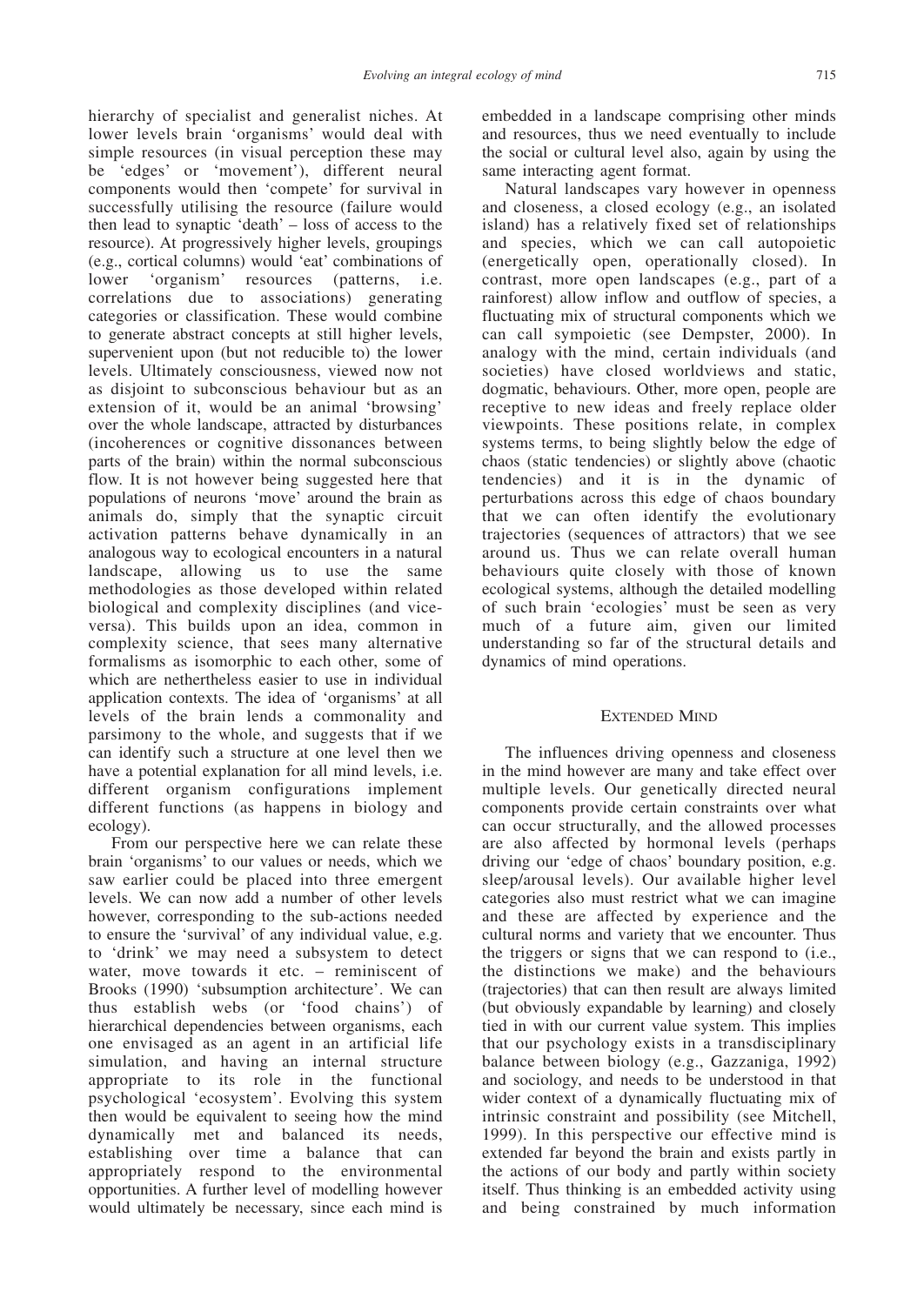hierarchy of specialist and generalist niches. At lower levels brain 'organisms' would deal with simple resources (in visual perception these may be 'edges' or 'movement'), different neural components would then 'compete' for survival in successfully utilising the resource (failure would then lead to synaptic 'death' – loss of access to the resource). At progressively higher levels, groupings (e.g., cortical columns) would 'eat' combinations of lower 'organism' resources (patterns, i.e. correlations due to associations) generating categories or classification. These would combine to generate abstract concepts at still higher levels, supervenient upon (but not reducible to) the lower levels. Ultimately consciousness, viewed now not as disjoint to subconscious behaviour but as an extension of it, would be an animal 'browsing' over the whole landscape, attracted by disturbances (incoherences or cognitive dissonances between parts of the brain) within the normal subconscious flow. It is not however being suggested here that populations of neurons 'move' around the brain as animals do, simply that the synaptic circuit activation patterns behave dynamically in an analogous way to ecological encounters in a natural landscape, allowing us to use the same methodologies as those developed within related biological and complexity disciplines (and vice-versa). This builds upon an idea, common in complexity science, that sees many alternative formalisms as isomorphic to each other, some of which are nethertheless easier to use in individual application contexts. The idea of 'organisms' at all levels of the brain lends a commonality and parsimony to the whole, and suggests that if we can identify such a structure at one level then we have a potential explanation for all mind levels, i.e. different organism configurations implement different functions (as happens in biology and ecology).

From our perspective here we can relate these brain 'organisms' to our values or needs, which we saw earlier could be placed into three emergent levels. We can now add a number of other levels however, corresponding to the sub-actions needed to ensure the 'survival' of any individual value, e.g. to 'drink' we may need a subsystem to detect water, move towards it etc. – reminiscent of Brooks (1990) 'subsumption architecture'. We can thus establish webs (or 'food chains') of hierarchical dependencies between organisms, each one envisaged as an agent in an artificial life simulation, and having an internal structure appropriate to its role in the functional psychological 'ecosystem'. Evolving this system then would be equivalent to seeing how the mind dynamically met and balanced its needs, establishing over time a balance that can appropriately respond to the environmental opportunities. A further level of modelling however would ultimately be necessary, since each mind is embedded in a landscape comprising other minds and resources, thus we need eventually to include the social or cultural level also, again by using the same interacting agent format.

Natural landscapes vary however in openness and closeness, a closed ecology (e.g., an isolated island) has a relatively fixed set of relationships and species, which we can call autopoietic (energetically open, operationally closed). In contrast, more open landscapes (e.g., part of a rainforest) allow inflow and outflow of species, a fluctuating mix of structural components which we can call sympoietic (see Dempster, 2000). In analogy with the mind, certain individuals (and societies) have closed worldviews and static, dogmatic, behaviours. Other, more open, people are receptive to new ideas and freely replace older viewpoints. These positions relate, in complex systems terms, to being slightly below the edge of chaos (static tendencies) or slightly above (chaotic tendencies) and it is in the dynamic of perturbations across this edge of chaos boundary that we can often identify the evolutionary trajectories (sequences of attractors) that we see around us. Thus we can relate overall human behaviours quite closely with those of known ecological systems, although the detailed modelling of such brain 'ecologies' must be seen as very much of a future aim, given our limited understanding so far of the structural details and dynamics of mind operations.

## Extended Mind

The influences driving openness and closeness in the mind however are many and take effect over multiple levels. Our genetically directed neural components provide certain constraints over what can occur structurally, and the allowed processes are also affected by hormonal levels (perhaps driving our 'edge of chaos' boundary position, e.g. sleep/arousal levels). Our available higher level categories also must restrict what we can imagine and these are affected by experience and the cultural norms and variety that we encounter. Thus the triggers or signs that we can respond to (i.e., the distinctions we make) and the behaviours (trajectories) that can then result are always limited (but obviously expandable by learning) and closely tied in with our current value system. This implies that our psychology exists in a transdisciplinary balance between biology (e.g., Gazzaniga, 1992) and sociology, and needs to be understood in that wider context of a dynamically fluctuating mix of intrinsic constraint and possibility (see Mitchell, 1999). In this perspective our effective mind is extended far beyond the brain and exists partly in the actions of our body and partly within society itself. Thus thinking is an embedded activity using and being constrained by much information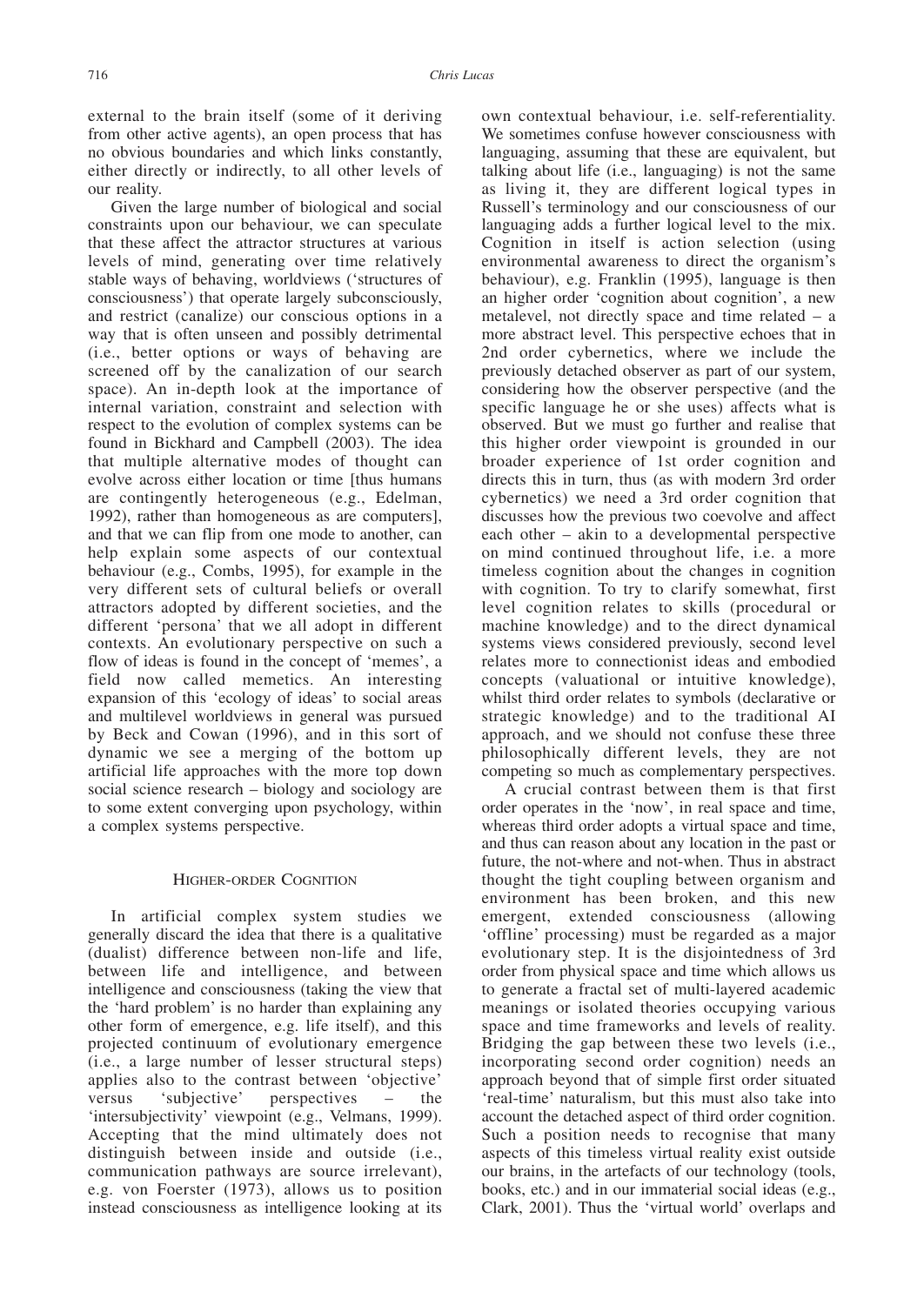external to the brain itself (some of it deriving from other active agents), an open process that has no obvious boundaries and which links constantly, either directly or indirectly, to all other levels of our reality.

Given the large number of biological and social constraints upon our behaviour, we can speculate that these affect the attractor structures at various levels of mind, generating over time relatively stable ways of behaving, worldviews ('structures of consciousness') that operate largely subconsciously, and restrict (canalize) our conscious options in a way that is often unseen and possibly detrimental (i.e., better options or ways of behaving are screened off by the canalization of our search space). An in-depth look at the importance of internal variation, constraint and selection with respect to the evolution of complex systems can be found in Bickhard and Campbell (2003). The idea that multiple alternative modes of thought can evolve across either location or time [thus humans are contingently heterogeneous (e.g., Edelman, 1992), rather than homogeneous as are computers], and that we can flip from one mode to another, can help explain some aspects of our contextual behaviour (e.g., Combs, 1995), for example in the very different sets of cultural beliefs or overall attractors adopted by different societies, and the different 'persona' that we all adopt in different contexts. An evolutionary perspective on such a flow of ideas is found in the concept of 'memes', a field now called memetics. An interesting expansion of this 'ecology of ideas' to social areas and multilevel worldviews in general was pursued by Beck and Cowan (1996), and in this sort of dynamic we see a merging of the bottom up artificial life approaches with the more top down social science research – biology and sociology are to some extent converging upon psychology, within a complex systems perspective.

## Higher-order Cognition

In artificial complex system studies we generally discard the idea that there is a qualitative (dualist) difference between non-life and life, between life and intelligence, and between intelligence and consciousness (taking the view that the 'hard problem' is no harder than explaining any other form of emergence, e.g. life itself), and this projected continuum of evolutionary emergence (i.e., a large number of lesser structural steps) applies also to the contrast between 'objective' versus 'subjective' perspectives – the 'intersubjectivity' viewpoint (e.g., Velmans, 1999). Accepting that the mind ultimately does not distinguish between inside and outside (i.e., communication pathways are source irrelevant), e.g. von Foerster (1973), allows us to position instead consciousness as intelligence looking at its own contextual behaviour, i.e. self-referentiality. We sometimes confuse however consciousness with languaging, assuming that these are equivalent, but talking about life (i.e., languaging) is not the same as living it, they are different logical types in Russell's terminology and our consciousness of our languaging adds a further logical level to the mix. Cognition in itself is action selection (using environmental awareness to direct the organism's behaviour), e.g. Franklin (1995), language is then an higher order 'cognition about cognition', a new metalevel, not directly space and time related – a more abstract level. This perspective echoes that in 2nd order cybernetics, where we include the previously detached observer as part of our system, considering how the observer perspective (and the specific language he or she uses) affects what is observed. But we must go further and realise that this higher order viewpoint is grounded in our broader experience of 1st order cognition and directs this in turn, thus (as with modern 3rd order cybernetics) we need a 3rd order cognition that discusses how the previous two coevolve and affect each other – akin to a developmental perspective on mind continued throughout life, i.e. a more timeless cognition about the changes in cognition with cognition. To try to clarify somewhat, first level cognition relates to skills (procedural or machine knowledge) and to the direct dynamical systems views considered previously, second level relates more to connectionist ideas and embodied concepts (valuational or intuitive knowledge), whilst third order relates to symbols (declarative or strategic knowledge) and to the traditional AI approach, and we should not confuse these three philosophically different levels, they are not competing so much as complementary perspectives.

A crucial contrast between them is that first order operates in the 'now', in real space and time, whereas third order adopts a virtual space and time, and thus can reason about any location in the past or future, the not-where and not-when. Thus in abstract thought the tight coupling between organism and environment has been broken, and this new emergent, extended consciousness (allowing 'offline' processing) must be regarded as a major evolutionary step. It is the disjointedness of 3rd order from physical space and time which allows us to generate a fractal set of multi-layered academic meanings or isolated theories occupying various space and time frameworks and levels of reality. Bridging the gap between these two levels (i.e., incorporating second order cognition) needs an approach beyond that of simple first order situated 'real-time' naturalism, but this must also take into account the detached aspect of third order cognition. Such a position needs to recognise that many aspects of this timeless virtual reality exist outside our brains, in the artefacts of our technology (tools, books, etc.) and in our immaterial social ideas (e.g., Clark, 2001). Thus the 'virtual world' overlaps and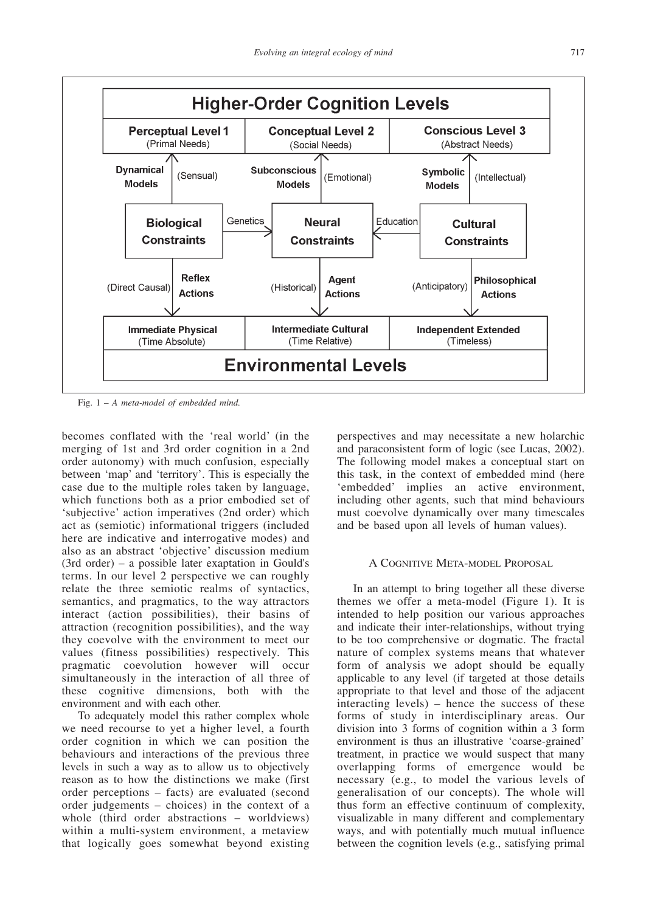Fig. 1 – *A meta-model of embedded mind.*

becomes conflated with the 'real world' (in the merging of 1st and 3rd order cognition in a 2nd order autonomy) with much confusion, especially between 'map' and 'territory'. This is especially the case due to the multiple roles taken by language, which functions both as a prior embodied set of 'subjective' action imperatives (2nd order) which act as (semiotic) informational triggers (included here are indicative and interrogative modes) and also as an abstract 'objective' discussion medium (3rd order) – a possible later exaptation in Gould's terms. In our level 2 perspective we can roughly relate the three semiotic realms of syntactics, semantics, and pragmatics, to the way attractors interact (action possibilities), their basins of attraction (recognition possibilities), and the way they coevolve with the environment to meet our values (fitness possibilities) respectively. This pragmatic coevolution however will occur simultaneously in the interaction of all three of these cognitive dimensions, both with the environment and with each other.

To adequately model this rather complex whole we need recourse to yet a higher level, a fourth order cognition in which we can position the behaviours and interactions of the previous three levels in such a way as to allow us to objectively reason as to how the distinctions we make (first order perceptions – facts) are evaluated (second order judgements – choices) in the context of a whole (third order abstractions – worldviews) within a multi-system environment, a metaview that logically goes somewhat beyond existing perspectives and may necessitate a new holarchic and paraconsistent form of logic (see Lucas, 2002). The following model makes a conceptual start on this task, in the context of embedded mind (here 'embedded' implies an active environment, including other agents, such that mind behaviours must coevolve dynamically over many timescales and be based upon all levels of human values).

## A Cognitive Meta-model Proposal

In an attempt to bring together all these diverse themes we offer a meta-model (Figure 1). It is intended to help position our various approaches and indicate their inter-relationships, without trying to be too comprehensive or dogmatic. The fractal nature of complex systems means that whatever form of analysis we adopt should be equally applicable to any level (if targeted at those details appropriate to that level and those of the adjacent interacting levels) – hence the success of these forms of study in interdisciplinary areas. Our division into 3 forms of cognition within a 3 form environment is thus an illustrative 'coarse-grained' treatment, in practice we would suspect that many overlapping forms of emergence would be necessary (e.g., to model the various levels of generalisation of our concepts). The whole will thus form an effective continuum of complexity, visualizable in many different and complementary ways, and with potentially much mutual influence between the cognition levels (e.g., satisfying primal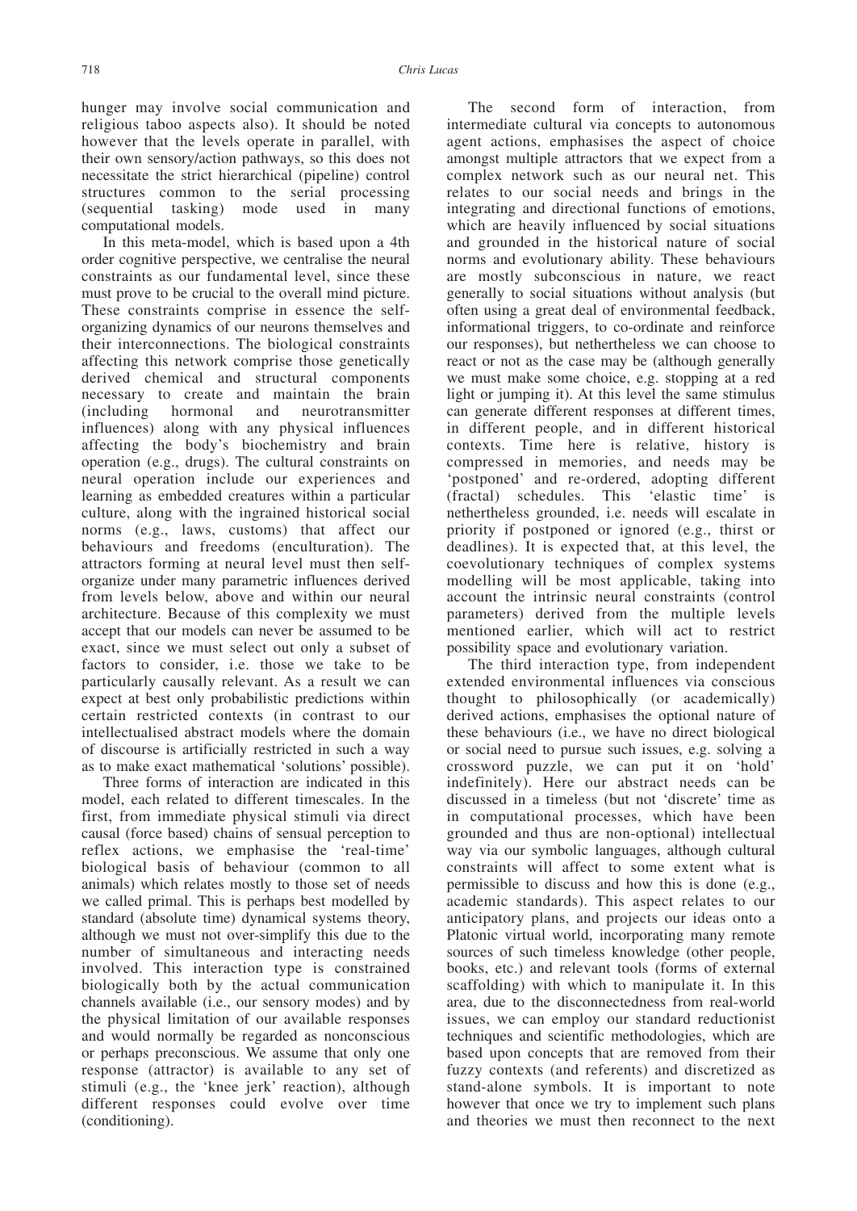hunger may involve social communication and religious taboo aspects also). It should be noted however that the levels operate in parallel, with their own sensory/action pathways, so this does not necessitate the strict hierarchical (pipeline) control structures common to the serial processing (sequential tasking) mode used in many computational models.

In this meta-model, which is based upon a 4th order cognitive perspective, we centralise the neural constraints as our fundamental level, since these must prove to be crucial to the overall mind picture. These constraints comprise in essence the self-organizing dynamics of our neurons themselves and their interconnections. The biological constraints affecting this network comprise those genetically derived chemical and structural components necessary to create and maintain the brain (including hormonal and neurotransmitter influences) along with any physical influences affecting the body's biochemistry and brain operation (e.g., drugs). The cultural constraints on neural operation include our experiences and learning as embedded creatures within a particular culture, along with the ingrained historical social norms (e.g., laws, customs) that affect our behaviours and freedoms (enculturation). The attractors forming at neural level must then self-organize under many parametric influences derived from levels below, above and within our neural architecture. Because of this complexity we must accept that our models can never be assumed to be exact, since we must select out only a subset of factors to consider, i.e. those we take to be particularly causally relevant. As a result we can expect at best only probabilistic predictions within certain restricted contexts (in contrast to our intellectualised abstract models where the domain of discourse is artificially restricted in such a way as to make exact mathematical 'solutions' possible).

Three forms of interaction are indicated in this model, each related to different timescales. In the first, from immediate physical stimuli via direct causal (force based) chains of sensual perception to reflex actions, we emphasise the 'real-time' biological basis of behaviour (common to all animals) which relates mostly to those set of needs we called primal. This is perhaps best modelled by standard (absolute time) dynamical systems theory, although we must not over-simplify this due to the number of simultaneous and interacting needs involved. This interaction type is constrained biologically both by the actual communication channels available (i.e., our sensory modes) and by the physical limitation of our available responses and would normally be regarded as nonconscious or perhaps preconscious. We assume that only one response (attractor) is available to any set of stimuli (e.g., the 'knee jerk' reaction), although different responses could evolve over time (conditioning).

The second form of interaction, from intermediate cultural via concepts to autonomous agent actions, emphasises the aspect of choice amongst multiple attractors that we expect from a complex network such as our neural net. This relates to our social needs and brings in the integrating and directional functions of emotions, which are heavily influenced by social situations and grounded in the historical nature of social norms and evolutionary ability. These behaviours are mostly subconscious in nature, we react generally to social situations without analysis (but often using a great deal of environmental feedback, informational triggers, to co-ordinate and reinforce our responses), but nethertheless we can choose to react or not as the case may be (although generally we must make some choice, e.g. stopping at a red light or jumping it). At this level the same stimulus can generate different responses at different times, in different people, and in different historical contexts. Time here is relative, history is compressed in memories, and needs may be 'postponed' and re-ordered, adopting different (fractal) schedules. This 'elastic time' is nethertheless grounded, i.e. needs will escalate in priority if postponed or ignored (e.g., thirst or deadlines). It is expected that, at this level, the coevolutionary techniques of complex systems modelling will be most applicable, taking into account the intrinsic neural constraints (control parameters) derived from the multiple levels mentioned earlier, which will act to restrict possibility space and evolutionary variation.

The third interaction type, from independent extended environmental influences via conscious thought to philosophically (or academically) derived actions, emphasises the optional nature of these behaviours (i.e., we have no direct biological or social need to pursue such issues, e.g. solving a crossword puzzle, we can put it on 'hold' indefinitely). Here our abstract needs can be discussed in a timeless (but not 'discrete' time as in computational processes, which have been grounded and thus are non-optional) intellectual way via our symbolic languages, although cultural constraints will affect to some extent what is permissible to discuss and how this is done (e.g., academic standards). This aspect relates to our anticipatory plans, and projects our ideas onto a Platonic virtual world, incorporating many remote sources of such timeless knowledge (other people, books, etc.) and relevant tools (forms of external scaffolding) with which to manipulate it. In this area, due to the disconnectedness from real-world issues, we can employ our standard reductionist techniques and scientific methodologies, which are based upon concepts that are removed from their fuzzy contexts (and referents) and discretized as stand-alone symbols. It is important to note however that once we try to implement such plans and theories we must then reconnect to the next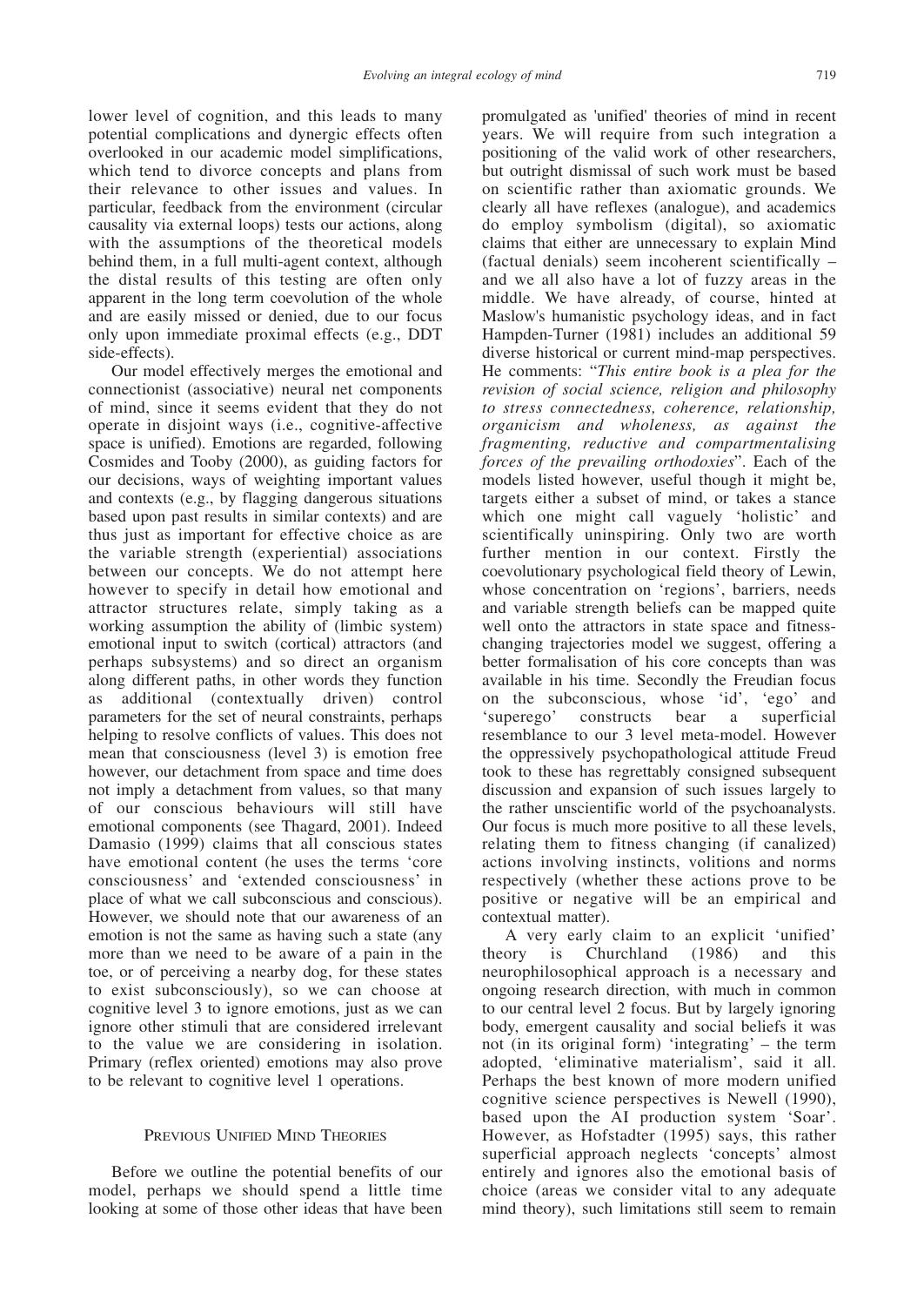lower level of cognition, and this leads to many potential complications and dynergic effects often overlooked in our academic model simplifications, which tend to divorce concepts and plans from their relevance to other issues and values. In particular, feedback from the environment (circular causality via external loops) tests our actions, along with the assumptions of the theoretical models behind them, in a full multi-agent context, although the distal results of this testing are often only apparent in the long term coevolution of the whole and are easily missed or denied, due to our focus only upon immediate proximal effects (e.g., DDT side-effects).

Our model effectively merges the emotional and connectionist (associative) neural net components of mind, since it seems evident that they do not operate in disjoint ways (i.e., cognitive-affective space is unified). Emotions are regarded, following Cosmides and Tooby (2000), as guiding factors for our decisions, ways of weighting important values and contexts (e.g., by flagging dangerous situations based upon past results in similar contexts) and are thus just as important for effective choice as are the variable strength (experiential) associations between our concepts. We do not attempt here however to specify in detail how emotional and attractor structures relate, simply taking as a working assumption the ability of (limbic system) emotional input to switch (cortical) attractors (and perhaps subsystems) and so direct an organism along different paths, in other words they function as additional (contextually driven) control parameters for the set of neural constraints, perhaps helping to resolve conflicts of values. This does not mean that consciousness (level 3) is emotion free however, our detachment from space and time does not imply a detachment from values, so that many of our conscious behaviours will still have emotional components (see Thagard, 2001). Indeed Damasio (1999) claims that all conscious states have emotional content (he uses the terms 'core consciousness' and 'extended consciousness' in place of what we call subconscious and conscious). However, we should note that our awareness of an emotion is not the same as having such a state (any more than we need to be aware of a pain in the toe, or of perceiving a nearby dog, for these states to exist subconsciously), so we can choose at cognitive level 3 to ignore emotions, just as we can ignore other stimuli that are considered irrelevant to the value we are considering in isolation. Primary (reflex oriented) emotions may also prove to be relevant to cognitive level 1 operations.

## Previous Unified Mind Theories

Before we outline the potential benefits of our model, perhaps we should spend a little time looking at some of those other ideas that have been promulgated as 'unified' theories of mind in recent years. We will require from such integration a positioning of the valid work of other researchers, but outright dismissal of such work must be based on scientific rather than axiomatic grounds. We clearly all have reflexes (analogue), and academics do employ symbolism (digital), so axiomatic claims that either are unnecessary to explain Mind (factual denials) seem incoherent scientifically – and we all also have a lot of fuzzy areas in the middle. We have already, of course, hinted at Maslow's humanistic psychology ideas, and in fact Hampden-Turner (1981) includes an additional 59 diverse historical or current mind-map perspectives. He comments: "*This entire book is a plea for the revision of social science, religion and philosophy to stress connectedness, coherence, relationship, organicism and wholeness, as against the fragmenting, reductive and compartmentalising forces of the prevailing orthodoxies*". Each of the models listed however, useful though it might be, targets either a subset of mind, or takes a stance which one might call vaguely 'holistic' and scientifically uninspiring. Only two are worth further mention in our context. Firstly the coevolutionary psychological field theory of Lewin, whose concentration on 'regions', barriers, needs and variable strength beliefs can be mapped quite well onto the attractors in state space and fitness-changing trajectories model we suggest, offering a better formalisation of his core concepts than was available in his time. Secondly the Freudian focus on the subconscious, whose 'id', 'ego' and 'superego' constructs bear a superficial resemblance to our 3 level meta-model. However the oppressively psychopathological attitude Freud took to these has regrettably consigned subsequent discussion and expansion of such issues largely to the rather unscientific world of the psychoanalysts. Our focus is much more positive to all these levels, relating them to fitness changing (if canalized) actions involving instincts, volitions and norms respectively (whether these actions prove to be positive or negative will be an empirical and contextual matter).

A very early claim to an explicit 'unified' theory is Churchland (1986) and this neurophilosophical approach is a necessary and ongoing research direction, with much in common to our central level 2 focus. But by largely ignoring body, emergent causality and social beliefs it was not (in its original form) 'integrating' – the term adopted, 'eliminative materialism', said it all. Perhaps the best known of more modern unified cognitive science perspectives is Newell (1990), based upon the AI production system 'Soar'. However, as Hofstadter (1995) says, this rather superficial approach neglects 'concepts' almost entirely and ignores also the emotional basis of choice (areas we consider vital to any adequate mind theory), such limitations still seem to remain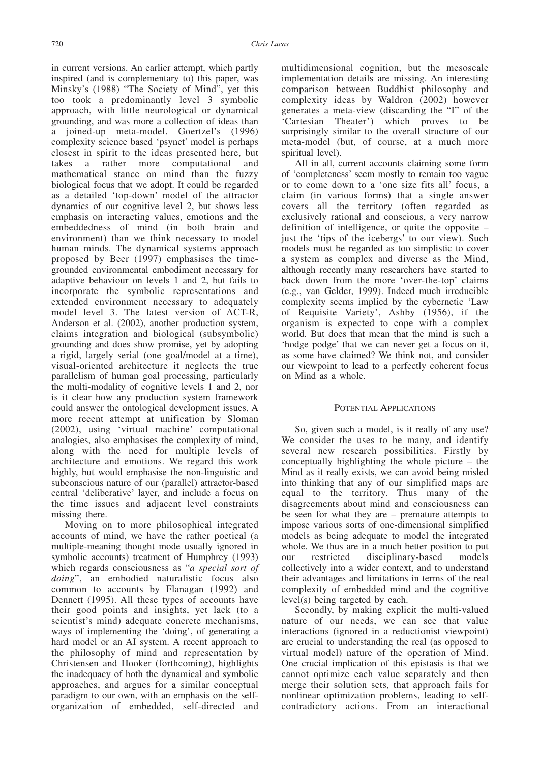in current versions. An earlier attempt, which partly inspired (and is complementary to) this paper, was Minsky's (1988) "The Society of Mind", yet this too took a predominantly level 3 symbolic approach, with little neurological or dynamical grounding, and was more a collection of ideas than a joined-up meta-model. Goertzel's (1996) complexity science based 'psynet' model is perhaps closest in spirit to the ideas presented here, but takes a rather more computational and mathematical stance on mind than the fuzzy biological focus that we adopt. It could be regarded as a detailed 'top-down' model of the attractor dynamics of our cognitive level 2, but shows less emphasis on interacting values, emotions and the embeddedness of mind (in both brain and environment) than we think necessary to model human minds. The dynamical systems approach proposed by Beer (1997) emphasises the time-grounded environmental embodiment necessary for adaptive behaviour on levels 1 and 2, but fails to incorporate the symbolic representations and extended environment necessary to adequately model level 3. The latest version of ACT-R, Anderson et al. (2002), another production system, claims integration and biological (subsymbolic) grounding and does show promise, yet by adopting a rigid, largely serial (one goal/model at a time), visual-oriented architecture it neglects the true parallelism of human goal processing, particularly the multi-modality of cognitive levels 1 and 2, nor is it clear how any production system framework could answer the ontological development issues. A more recent attempt at unification by Sloman (2002), using 'virtual machine' computational analogies, also emphasises the complexity of mind, along with the need for multiple levels of architecture and emotions. We regard this work highly, but would emphasise the non-linguistic and subconscious nature of our (parallel) attractor-based central 'deliberative' layer, and include a focus on the time issues and adjacent level constraints missing there.

Moving on to more philosophical integrated accounts of mind, we have the rather poetical (a multiple-meaning thought mode usually ignored in symbolic accounts) treatment of Humphrey (1993) which regards consciousness as "*a special sort of doing*", an embodied naturalistic focus also common to accounts by Flanagan (1992) and Dennett (1995). All these types of accounts have their good points and insights, yet lack (to a scientist's mind) adequate concrete mechanisms, ways of implementing the 'doing', of generating a hard model or an AI system. A recent approach to the philosophy of mind and representation by Christensen and Hooker (forthcoming), highlights the inadequacy of both the dynamical and symbolic approaches, and argues for a similar conceptual paradigm to our own, with an emphasis on the self-organization of embedded, self-directed and multidimensional cognition, but the mesoscale implementation details are missing. An interesting comparison between Buddhist philosophy and complexity ideas by Waldron (2002) however generates a meta-view (discarding the "I" of the 'Cartesian Theater') which proves to be surprisingly similar to the overall structure of our meta-model (but, of course, at a much more spiritual level).

All in all, current accounts claiming some form of 'completeness' seem mostly to remain too vague or to come down to a 'one size fits all' focus, a claim (in various forms) that a single answer covers all the territory (often regarded as exclusively rational and conscious, a very narrow definition of intelligence, or quite the opposite – just the 'tips of the icebergs' to our view). Such models must be regarded as too simplistic to cover a system as complex and diverse as the Mind, although recently many researchers have started to back down from the more 'over-the-top' claims (e.g., van Gelder, 1999). Indeed much irreducible complexity seems implied by the cybernetic 'Law of Requisite Variety', Ashby (1956), if the organism is expected to cope with a complex world. But does that mean that the mind is such a 'hodge podge' that we can never get a focus on it, as some have claimed? We think not, and consider our viewpoint to lead to a perfectly coherent focus on Mind as a whole.

## Potential Applications

So, given such a model, is it really of any use? We consider the uses to be many, and identify several new research possibilities. Firstly by conceptually highlighting the whole picture – the Mind as it really exists, we can avoid being misled into thinking that any of our simplified maps are equal to the territory. Thus many of the disagreements about mind and consciousness can be seen for what they are – premature attempts to impose various sorts of one-dimensional simplified models as being adequate to model the integrated whole. We thus are in a much better position to put our restricted disciplinary-based models collectively into a wider context, and to understand their advantages and limitations in terms of the real complexity of embedded mind and the cognitive level(s) being targeted by each.

Secondly, by making explicit the multi-valued nature of our needs, we can see that value interactions (ignored in a reductionist viewpoint) are crucial to understanding the real (as opposed to virtual model) nature of the operation of Mind. One crucial implication of this epistasis is that we cannot optimize each value separately and then merge their solution sets, that approach fails for nonlinear optimization problems, leading to self-contradictory actions. From an interactional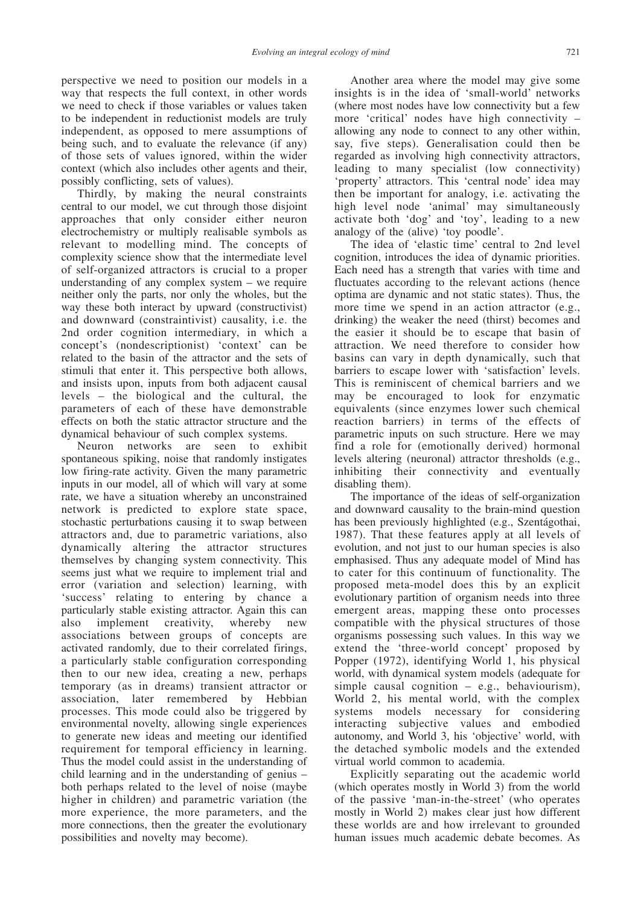perspective we need to position our models in a way that respects the full context, in other words we need to check if those variables or values taken to be independent in reductionist models are truly independent, as opposed to mere assumptions of being such, and to evaluate the relevance (if any) of those sets of values ignored, within the wider context (which also includes other agents and their, possibly conflicting, sets of values).

Thirdly, by making the neural constraints central to our model, we cut through those disjoint approaches that only consider either neuron electrochemistry or multiply realisable symbols as relevant to modelling mind. The concepts of complexity science show that the intermediate level of self-organized attractors is crucial to a proper understanding of any complex system – we require neither only the parts, nor only the wholes, but the way these both interact by upward (constructivist) and downward (constraintivist) causality, i.e. the 2nd order cognition intermediary, in which a concept's (nondescriptionist) 'context' can be related to the basin of the attractor and the sets of stimuli that enter it. This perspective both allows, and insists upon, inputs from both adjacent causal levels – the biological and the cultural, the parameters of each of these have demonstrable effects on both the static attractor structure and the dynamical behaviour of such complex systems.

Neuron networks are seen to exhibit spontaneous spiking, noise that randomly instigates low firing-rate activity. Given the many parametric inputs in our model, all of which will vary at some rate, we have a situation whereby an unconstrained network is predicted to explore state space, stochastic perturbations causing it to swap between attractors and, due to parametric variations, also dynamically altering the attractor structures themselves by changing system connectivity. This seems just what we require to implement trial and error (variation and selection) learning, with 'success' relating to entering by chance a particularly stable existing attractor. Again this can also implement creativity, whereby new associations between groups of concepts are activated randomly, due to their correlated firings, a particularly stable configuration corresponding then to our new idea, creating a new, perhaps temporary (as in dreams) transient attractor or association, later remembered by Hebbian processes. This mode could also be triggered by environmental novelty, allowing single experiences to generate new ideas and meeting our identified requirement for temporal efficiency in learning. Thus the model could assist in the understanding of child learning and in the understanding of genius – both perhaps related to the level of noise (maybe higher in children) and parametric variation (the more experience, the more parameters, and the more connections, then the greater the evolutionary possibilities and novelty may become).

Another area where the model may give some insights is in the idea of 'small-world' networks (where most nodes have low connectivity but a few more 'critical' nodes have high connectivity – allowing any node to connect to any other within, say, five steps). Generalisation could then be regarded as involving high connectivity attractors, leading to many specialist (low connectivity) 'property' attractors. This 'central node' idea may then be important for analogy, i.e. activating the high level node 'animal' may simultaneously activate both 'dog' and 'toy', leading to a new analogy of the (alive) 'toy poodle'.

The idea of 'elastic time' central to 2nd level cognition, introduces the idea of dynamic priorities. Each need has a strength that varies with time and fluctuates according to the relevant actions (hence optima are dynamic and not static states). Thus, the more time we spend in an action attractor (e.g., drinking) the weaker the need (thirst) becomes and the easier it should be to escape that basin of attraction. We need therefore to consider how basins can vary in depth dynamically, such that barriers to escape lower with 'satisfaction' levels. This is reminiscent of chemical barriers and we may be encouraged to look for enzymatic equivalents (since enzymes lower such chemical reaction barriers) in terms of the effects of parametric inputs on such structure. Here we may find a role for (emotionally derived) hormonal levels altering (neuronal) attractor thresholds (e.g., inhibiting their connectivity and eventually disabling them).

The importance of the ideas of self-organization and downward causality to the brain-mind question has been previously highlighted (e.g., Szentágothai, 1987). That these features apply at all levels of evolution, and not just to our human species is also emphasised. Thus any adequate model of Mind has to cater for this continuum of functionality. The proposed meta-model does this by an explicit evolutionary partition of organism needs into three emergent areas, mapping these onto processes compatible with the physical structures of those organisms possessing such values. In this way we extend the 'three-world concept' proposed by Popper (1972), identifying World 1, his physical world, with dynamical system models (adequate for simple causal cognition – e.g., behaviourism), World 2, his mental world, with the complex systems models necessary for considering interacting subjective values and embodied autonomy, and World 3, his 'objective' world, with the detached symbolic models and the extended virtual world common to academia.

Explicitly separating out the academic world (which operates mostly in World 3) from the world of the passive 'man-in-the-street' (who operates mostly in World 2) makes clear just how different these worlds are and how irrelevant to grounded human issues much academic debate becomes. As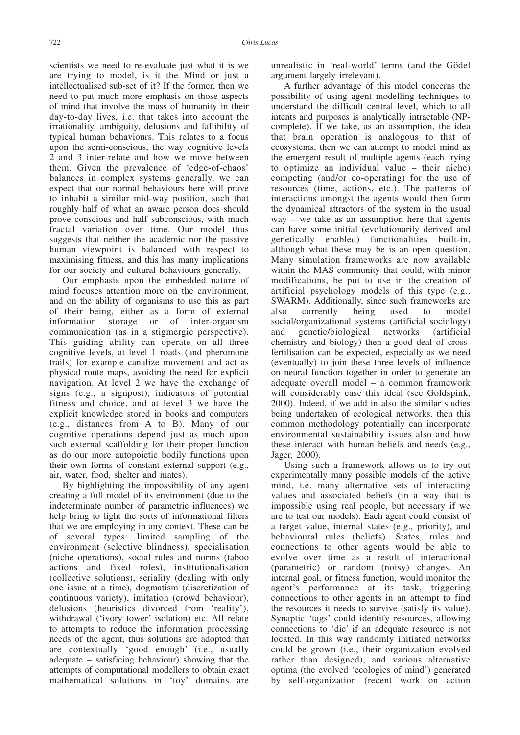scientists we need to re-evaluate just what it is we are trying to model, is it the Mind or just a intellectualised sub-set of it? If the former, then we need to put much more emphasis on those aspects of mind that involve the mass of humanity in their day-to-day lives, i.e. that takes into account the irrationality, ambiguity, delusions and fallibility of typical human behaviours. This relates to a focus upon the semi-conscious, the way cognitive levels 2 and 3 inter-relate and how we move between them. Given the prevalence of 'edge-of-chaos' balances in complex systems generally, we can expect that our normal behaviours here will prove to inhabit a similar mid-way position, such that roughly half of what an aware person does should prove conscious and half subconscious, with much fractal variation over time. Our model thus suggests that neither the academic nor the passive human viewpoint is balanced with respect to maximising fitness, and this has many implications for our society and cultural behaviours generally.

Our emphasis upon the embedded nature of mind focuses attention more on the environment, and on the ability of organisms to use this as part of their being, either as a form of external information storage or of inter-organism communication (as in a stigmergic perspective). This guiding ability can operate on all three cognitive levels, at level 1 roads (and pheromone trails) for example canalize movement and act as physical route maps, avoiding the need for explicit navigation. At level 2 we have the exchange of signs (e.g., a signpost), indicators of potential fitness and choice, and at level 3 we have the explicit knowledge stored in books and computers (e.g., distances from A to B). Many of our cognitive operations depend just as much upon such external scaffolding for their proper function as do our more autopoietic bodily functions upon their own forms of constant external support (e.g., air, water, food, shelter and mates).

By highlighting the impossibility of any agent creating a full model of its environment (due to the indeterminate number of parametric influences) we help bring to light the sorts of informational filters that we are employing in any context. These can be of several types: limited sampling of the environment (selective blindness), specialisation (niche operations), social rules and norms (taboo actions and fixed roles), institutionalisation (collective solutions), seriality (dealing with only one issue at a time), dogmatism (discretization of continuous variety), imitation (crowd behaviour), delusions (heuristics divorced from 'reality'), withdrawal ('ivory tower' isolation) etc. All relate to attempts to reduce the information processing needs of the agent, thus solutions are adopted that are contextually 'good enough' (i.e., usually adequate – satisficing behaviour) showing that the attempts of computational modellers to obtain exact mathematical solutions in 'toy' domains are unrealistic in 'real-world' terms (and the Gödel argument largely irrelevant).

A further advantage of this model concerns the possibility of using agent modelling techniques to understand the difficult central level, which to all intents and purposes is analytically intractable (NP-complete). If we take, as an assumption, the idea that brain operation is analogous to that of ecosystems, then we can attempt to model mind as the emergent result of multiple agents (each trying to optimize an individual value – their niche) competing (and/or co-operating) for the use of resources (time, actions, etc.). The patterns of interactions amongst the agents would then form the dynamical attractors of the system in the usual way – we take as an assumption here that agents can have some initial (evolutionarily derived and genetically enabled) functionalities built-in, although what these may be is an open question. Many simulation frameworks are now available within the MAS community that could, with minor modifications, be put to use in the creation of artificial psychology models of this type (e.g., SWARM). Additionally, since such frameworks are also currently being used to model social/organizational systems (artificial sociology) and genetic/biological networks (artificial chemistry and biology) then a good deal of cross-fertilisation can be expected, especially as we need (eventually) to join these three levels of influence on neural function together in order to generate an adequate overall model – a common framework will considerably ease this ideal (see Goldspink, 2000). Indeed, if we add in also the similar studies being undertaken of ecological networks, then this common methodology potentially can incorporate environmental sustainability issues also and how these interact with human beliefs and needs (e.g., Jager, 2000).

Using such a framework allows us to try out experimentally many possible models of the active mind, i.e. many alternative sets of interacting values and associated beliefs (in a way that is impossible using real people, but necessary if we are to test our models). Each agent could consist of a target value, internal states (e.g., priority), and behavioural rules (beliefs). States, rules and connections to other agents would be able to evolve over time as a result of interactional (parametric) or random (noisy) changes. An internal goal, or fitness function, would monitor the agent's performance at its task, triggering connections to other agents in an attempt to find the resources it needs to survive (satisfy its value). Synaptic 'tags' could identify resources, allowing connections to 'die' if an adequate resource is not located. In this way randomly initiated networks could be grown (i.e., their organization evolved rather than designed), and various alternative optima (the evolved 'ecologies of mind') generated by self-organization (recent work on action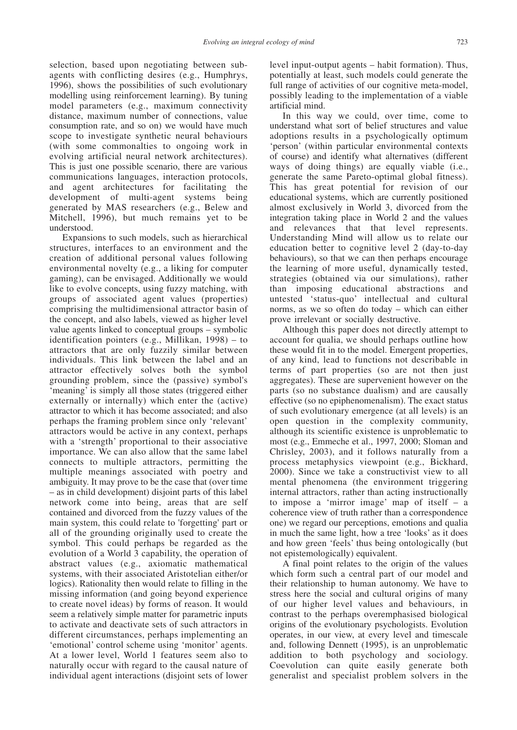selection, based upon negotiating between sub-agents with conflicting desires (e.g., Humphrys, 1996), shows the possibilities of such evolutionary modelling using reinforcement learning). By tuning model parameters (e.g., maximum connectivity distance, maximum number of connections, value consumption rate, and so on) we would have much scope to investigate synthetic neural behaviours (with some commonalties to ongoing work in evolving artificial neural network architectures). This is just one possible scenario, there are various communications languages, interaction protocols, and agent architectures for facilitating the development of multi-agent systems being generated by MAS researchers (e.g., Belew and Mitchell, 1996), but much remains yet to be understood.

Expansions to such models, such as hierarchical structures, interfaces to an environment and the creation of additional personal values following environmental novelty (e.g., a liking for computer gaming), can be envisaged. Additionally we would like to evolve concepts, using fuzzy matching, with groups of associated agent values (properties) comprising the multidimensional attractor basin of the concept, and also labels, viewed as higher level value agents linked to conceptual groups – symbolic identification pointers (e.g., Millikan, 1998) – to attractors that are only fuzzily similar between individuals. This link between the label and an attractor effectively solves both the symbol grounding problem, since the (passive) symbol's 'meaning' is simply all those states (triggered either externally or internally) which enter the (active) attractor to which it has become associated; and also perhaps the framing problem since only 'relevant' attractors would be active in any context, perhaps with a 'strength' proportional to their associative importance. We can also allow that the same label connects to multiple attractors, permitting the multiple meanings associated with poetry and ambiguity. It may prove to be the case that (over time – as in child development) disjoint parts of this label network come into being, areas that are self contained and divorced from the fuzzy values of the main system, this could relate to 'forgetting' part or all of the grounding originally used to create the symbol. This could perhaps be regarded as the evolution of a World 3 capability, the operation of abstract values (e.g., axiomatic mathematical systems, with their associated Aristotelian either/or logics). Rationality then would relate to filling in the missing information (and going beyond experience to create novel ideas) by forms of reason. It would seem a relatively simple matter for parametric inputs to activate and deactivate sets of such attractors in different circumstances, perhaps implementing an 'emotional' control scheme using 'monitor' agents. At a lower level, World 1 features seem also to naturally occur with regard to the causal nature of individual agent interactions (disjoint sets of lower level input-output agents – habit formation). Thus, potentially at least, such models could generate the full range of activities of our cognitive meta-model, possibly leading to the implementation of a viable artificial mind.

In this way we could, over time, come to understand what sort of belief structures and value adoptions results in a psychologically optimum 'person' (within particular environmental contexts of course) and identify what alternatives (different ways of doing things) are equally viable (i.e., generate the same Pareto-optimal global fitness). This has great potential for revision of our educational systems, which are currently positioned almost exclusively in World 3, divorced from the integration taking place in World 2 and the values and relevances that that level represents. Understanding Mind will allow us to relate our education better to cognitive level 2 (day-to-day behaviours), so that we can then perhaps encourage the learning of more useful, dynamically tested, strategies (obtained via our simulations), rather than imposing educational abstractions and untested 'status-quo' intellectual and cultural norms, as we so often do today – which can either prove irrelevant or socially destructive.

Although this paper does not directly attempt to account for qualia, we should perhaps outline how these would fit in to the model. Emergent properties, of any kind, lead to functions not describable in terms of part properties (so are not then just aggregates). These are supervenient however on the parts (so no substance dualism) and are causally effective (so no epiphenomenalism). The exact status of such evolutionary emergence (at all levels) is an open question in the complexity community, although its scientific existence is unproblematic to most (e.g., Emmeche et al., 1997, 2000; Sloman and Chrisley, 2003), and it follows naturally from a process metaphysics viewpoint (e.g., Bickhard, 2000). Since we take a constructivist view to all mental phenomena (the environment triggering internal attractors, rather than acting instructionally to impose a 'mirror image' map of itself – a coherence view of truth rather than a correspondence one) we regard our perceptions, emotions and qualia in much the same light, how a tree 'looks' as it does and how green 'feels' thus being ontologically (but not epistemologically) equivalent.

A final point relates to the origin of the values which form such a central part of our model and their relationship to human autonomy. We have to stress here the social and cultural origins of many of our higher level values and behaviours, in contrast to the perhaps overemphasised biological origins of the evolutionary psychologists. Evolution operates, in our view, at every level and timescale and, following Dennett (1995), is an unproblematic addition to both psychology and sociology. Coevolution can quite easily generate both generalist and specialist problem solvers in the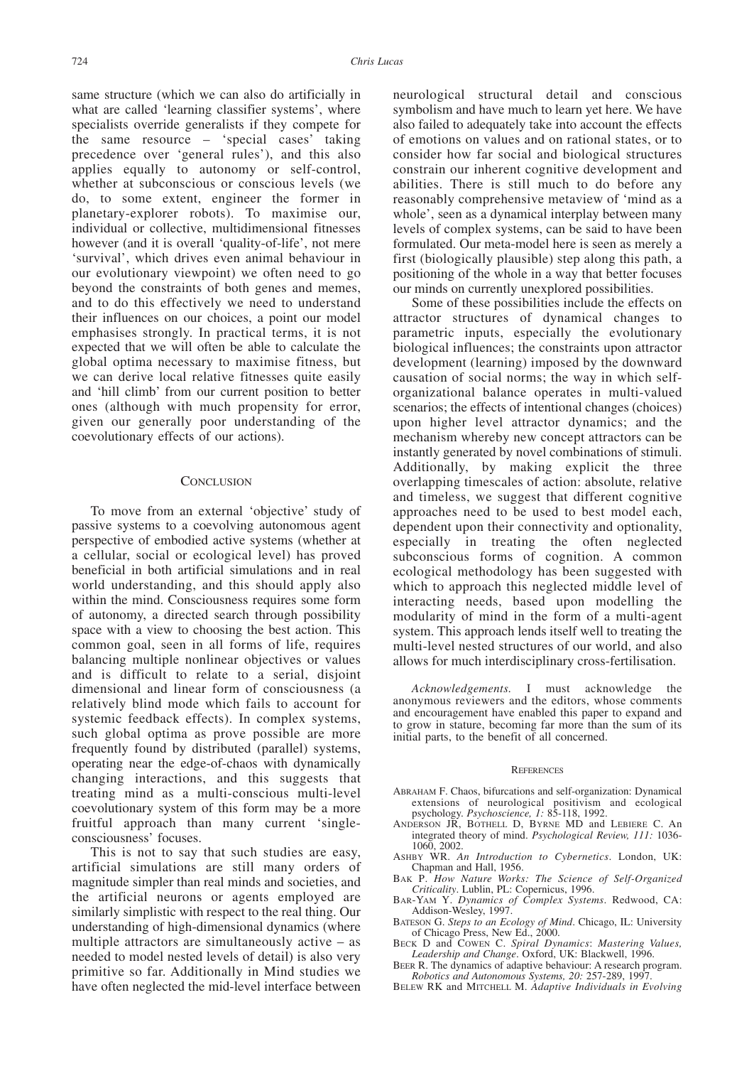same structure (which we can also do artificially in what are called 'learning classifier systems', where specialists override generalists if they compete for the same resource – 'special cases' taking precedence over 'general rules'), and this also applies equally to autonomy or self-control, whether at subconscious or conscious levels (we do, to some extent, engineer the former in planetary-explorer robots). To maximise our, individual or collective, multidimensional fitnesses however (and it is overall 'quality-of-life', not mere 'survival', which drives even animal behaviour in our evolutionary viewpoint) we often need to go beyond the constraints of both genes and memes, and to do this effectively we need to understand their influences on our choices, a point our model emphasises strongly. In practical terms, it is not expected that we will often be able to calculate the global optima necessary to maximise fitness, but we can derive local relative fitnesses quite easily and 'hill climb' from our current position to better ones (although with much propensity for error, given our generally poor understanding of the coevolutionary effects of our actions).

## Conclusion

To move from an external 'objective' study of passive systems to a coevolving autonomous agent perspective of embodied active systems (whether at a cellular, social or ecological level) has proved beneficial in both artificial simulations and in real world understanding, and this should apply also within the mind. Consciousness requires some form of autonomy, a directed search through possibility space with a view to choosing the best action. This common goal, seen in all forms of life, requires balancing multiple nonlinear objectives or values and is difficult to relate to a serial, disjoint dimensional and linear form of consciousness (a relatively blind mode which fails to account for systemic feedback effects). In complex systems, such global optima as prove possible are more frequently found by distributed (parallel) systems, operating near the edge-of-chaos with dynamically changing interactions, and this suggests that treating mind as a multi-conscious multi-level coevolutionary system of this form may be a more fruitful approach than many current 'single-consciousness' focuses.

This is not to say that such studies are easy, artificial simulations are still many orders of magnitude simpler than real minds and societies, and the artificial neurons or agents employed are similarly simplistic with respect to the real thing. Our understanding of high-dimensional dynamics (where multiple attractors are simultaneously active – as needed to model nested levels of detail) is also very primitive so far. Additionally in Mind studies we have often neglected the mid-level interface between neurological structural detail and conscious symbolism and have much to learn yet here. We have also failed to adequately take into account the effects of emotions on values and on rational states, or to consider how far social and biological structures constrain our inherent cognitive development and abilities. There is still much to do before any reasonably comprehensive metaview of 'mind as a whole', seen as a dynamical interplay between many levels of complex systems, can be said to have been formulated. Our meta-model here is seen as merely a first (biologically plausible) step along this path, a positioning of the whole in a way that better focuses our minds on currently unexplored possibilities.

Some of these possibilities include the effects on attractor structures of dynamical changes to parametric inputs, especially the evolutionary biological influences; the constraints upon attractor development (learning) imposed by the downward causation of social norms; the way in which self-organizational balance operates in multi-valued scenarios; the effects of intentional changes (choices) upon higher level attractor dynamics; and the mechanism whereby new concept attractors can be instantly generated by novel combinations of stimuli. Additionally, by making explicit the three overlapping timescales of action: absolute, relative and timeless, we suggest that different cognitive approaches need to be used to best model each, dependent upon their connectivity and optionality, especially in treating the often neglected subconscious forms of cognition. A common ecological methodology has been suggested with which to approach this neglected middle level of interacting needs, based upon modelling the modularity of mind in the form of a multi-agent system. This approach lends itself well to treating the multi-level nested structures of our world, and also allows for much interdisciplinary cross-fertilisation.

*Acknowledgements.* I must acknowledge the anonymous reviewers and the editors, whose comments and encouragement have enabled this paper to expand and to grow in stature, becoming far more than the sum of its initial parts, to the benefit of all concerned.

## References

Abraham F. Chaos, bifurcations and self-organization: Dynamical extensions of neurological positivism and ecological psychology. *Psychoscience, 1:* 85-118, 1992.

Anderson JR, Bothell D, Byrne MD and Lebiere C. An integrated theory of mind. *Psychological Review, 111:* 1036-1060, 2002.

Ashby WR. *An Introduction to Cybernetics*. London, UK: Chapman and Hall, 1956.

Bak P. *How Nature Works: The Science of Self-Organized Criticality*. Lublin, PL: Copernicus, 1996.

Bar-Yam Y. *Dynamics of Complex Systems*. Redwood, CA: Addison-Wesley, 1997.

Bateson G. *Steps to an Ecology of Mind*. Chicago, IL: University of Chicago Press, New Ed., 2000.

Beck D and Cowen C. *Spiral Dynamics: Mastering Values, Leadership and Change*. Oxford, UK: Blackwell, 1996.

Beer R. The dynamics of adaptive behaviour: A research program. *Robotics and Autonomous Systems, 20:* 257-289, 1997.

Belew RK and Mitchell M. *Adaptive Individuals in Evolving*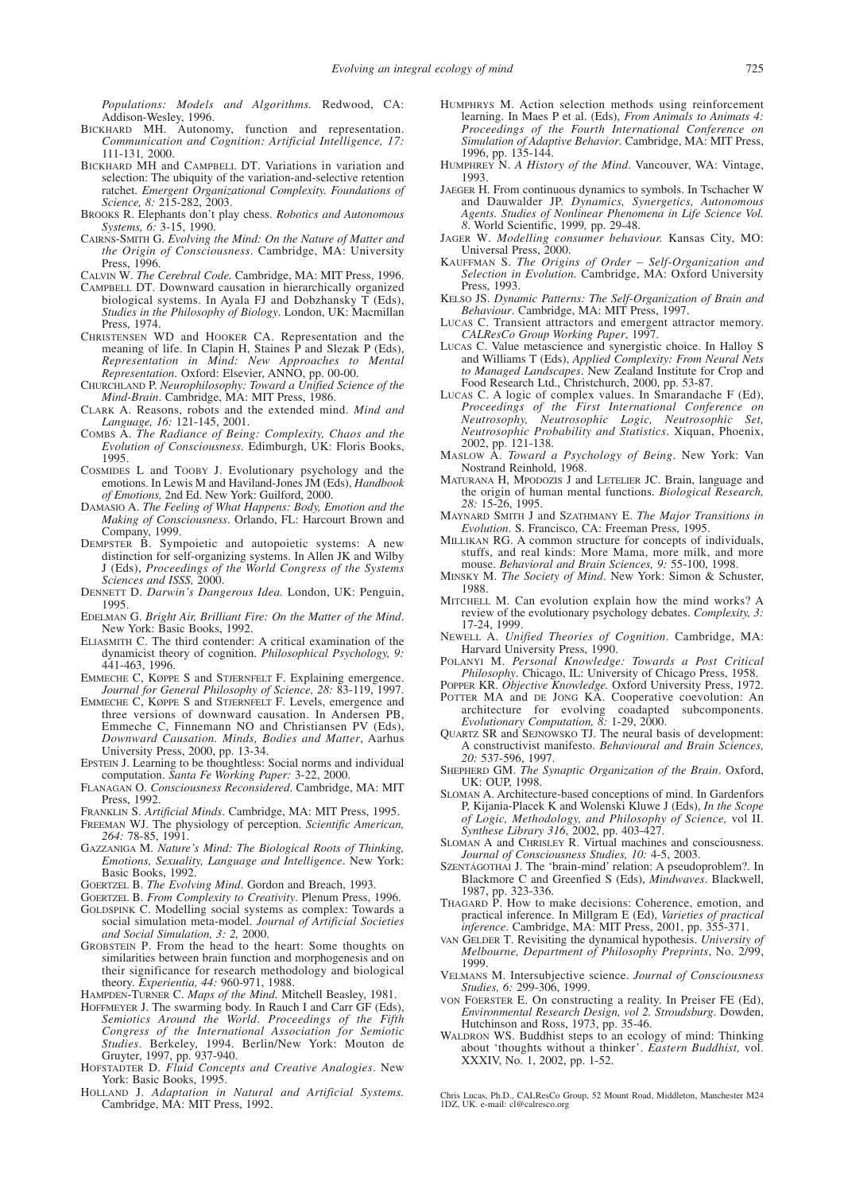*Populations: Models and Algorithms.* Redwood, CA: Addison-Wesley, 1996.

Bickhard MH. Autonomy, function and representation. *Communication and Cognition: Artificial Intelligence, 17:* 111-131, 2000.

Bickhard MH and Campbell DT. Variations in variation and selection: The ubiquity of the variation-and-selective retention ratchet. *Emergent Organizational Complexity. Foundations of Science, 8:* 215-282, 2003.

Brooks R. Elephants don't play chess. *Robotics and Autonomous Systems, 6:* 3-15, 1990.

Cairns-Smith G. *Evolving the Mind: On the Nature of Matter and the Origin of Consciousness*. Cambridge, MA: University Press, 1996.

Calvin W. *The Cerebral Code.* Cambridge, MA: MIT Press, 1996.

Campbell DT. Downward causation in hierarchically organized biological systems. In Ayala FJ and Dobzhansky T (Eds), *Studies in the Philosophy of Biology*. London, UK: Macmillan Press, 1974.

Christensen WD and Hooker CA. Representation and the meaning of life. In Clapin H, Staines P and Slezak P (Eds), *Representation in Mind: New Approaches to Mental Representation*. Oxford: Elsevier, ANNO, pp. 00-00.

Churchland P. *Neurophilosophy: Toward a Unified Science of the Mind-Brain*. Cambridge, MA: MIT Press, 1986.

Clark A. Reasons, robots and the extended mind. *Mind and Language, 16:* 121-145, 2001.

Combs A. *The Radiance of Being: Complexity, Chaos and the Evolution of Consciousness.* Edimburgh, UK: Floris Books, 1995.

Cosmides L and Tooby J. Evolutionary psychology and the emotions. In Lewis M and Haviland-Jones JM (Eds), *Handbook of Emotions,* 2nd Ed. New York: Guilford, 2000.

Damasio A. *The Feeling of What Happens: Body, Emotion and the Making of Consciousness*. Orlando, FL: Harcourt Brown and Company, 1999.

Dempster B. Sympoietic and autopoietic systems: A new distinction for self-organizing systems. In Allen JK and Wilby J (Eds), *Proceedings of the World Congress of the Systems Sciences and ISSS,* 2000.

Dennett D. *Darwin's Dangerous Idea.* London, UK: Penguin, 1995.

Edelman G. *Bright Air, Brilliant Fire: On the Matter of the Mind*. New York: Basic Books, 1992.

Eliasmith C. The third contender: A critical examination of the dynamicist theory of cognition. *Philosophical Psychology, 9:* 441-463, 1996.

Emmeche C, Køppe S and Stjernfelt F. Explaining emergence. *Journal for General Philosophy of Science, 28:* 83-119, 1997.

Emmeche C, Køppe S and Stjernfelt F. Levels, emergence and three versions of downward causation. In Andersen PB, Emmeche C, Finnemann NO and Christiansen PV (Eds), *Downward Causation. Minds, Bodies and Matter*, Aarhus University Press, 2000, pp. 13-34.

Epstein J. Learning to be thoughtless: Social norms and individual computation. *Santa Fe Working Paper:* 3-22, 2000.

Flanagan O. *Consciousness Reconsidered.* Cambridge, MA: MIT Press, 1992.

Franklin S. *Artificial Minds*. Cambridge, MA: MIT Press, 1995.

Freeman WJ. The physiology of perception. *Scientific American, 264:* 78-85, 1991.

Gazzaniga M. *Nature's Mind: The Biological Roots of Thinking, Emotions, Sexuality, Language and Intelligence*. New York: Basic Books, 1992.

Goertzel B. *The Evolving Mind*. Gordon and Breach, 1993.

Goertzel B. *From Complexity to Creativity*. Plenum Press, 1996.

Goldspink C. Modelling social systems as complex: Towards a social simulation meta-model. *Journal of Artificial Societies and Social Simulation, 3: 2,* 2000.

Grobstein P. From the head to the heart: Some thoughts on similarities between brain function and morphogenesis and on their significance for research methodology and biological theory. *Experientia, 44:* 960-971, 1988.

Hampden-Turner C. *Maps of the Mind.* Mitchell Beasley, 1981.

Hoffmeyer J. The swarming body. In Rauch I and Carr GF (Eds), *Semiotics Around the World. Proceedings of the Fifth Congress of the International Association for Semiotic Studies*. Berkeley, 1994. Berlin/New York: Mouton de Gruyter, 1997, pp. 937-940.

Hofstadter D. *Fluid Concepts and Creative Analogies*. New York: Basic Books, 1995.

Holland J. *Adaptation in Natural and Artificial Systems.* Cambridge, MA: MIT Press, 1992.

Humphrys M. Action selection methods using reinforcement learning. In Maes P et al. (Eds), *From Animals to Animats 4: Proceedings of the Fourth International Conference on Simulation of Adaptive Behavior*. Cambridge, MA: MIT Press, 1996, pp. 135-144.

Humphrey N. *A History of the Mind*. Vancouver, WA: Vintage, 1993.

Jaeger H. From continuous dynamics to symbols. In Tschacher W and Dauwalder JP. *Dynamics, Synergetics, Autonomous Agents. Studies of Nonlinear Phenomena in Life Science Vol. 8*. World Scientific, 1999, pp. 29-48.

Jager W. *Modelling consumer behaviour.* Kansas City, MO: Universal Press, 2000.

Kauffman S. *The Origins of Order – Self-Organization and Selection in Evolution.* Cambridge, MA: Oxford University Press, 1993.

Kelso JS. *Dynamic Patterns: The Self-Organization of Brain and Behaviour*. Cambridge, MA: MIT Press, 1997.

Lucas C. Transient attractors and emergent attractor memory. *CALResCo Group Working Paper*, 1997.

Lucas C. Value metascience and synergistic choice. In Halloy S and Williams T (Eds), *Applied Complexity: From Neural Nets to Managed Landscapes*. New Zealand Institute for Crop and Food Research Ltd., Christchurch, 2000, pp. 53-87.

Lucas C. A logic of complex values. In Smarandache F (Ed), *Proceedings of the First International Conference on Neutrosophy, Neutrosophic Logic, Neutrosophic Set, Neutrosophic Probability and Statistics*. Xiquan, Phoenix, 2002, pp. 121-138.

Maslow A. *Toward a Psychology of Being*. New York: Van Nostrand Reinhold, 1968.

Maturana H, Mpodozis J and Letelier JC. Brain, language and the origin of human mental functions. *Biological Research, 28:* 15-26, 1995.

Maynard Smith J and Szathmany E. *The Major Transitions in Evolution*. S. Francisco, CA: Freeman Press, 1995.

Millikan RG. A common structure for concepts of individuals, stuffs, and real kinds: More Mama, more milk, and more mouse. *Behavioral and Brain Sciences, 9:* 55-100, 1998.

Minsky M. *The Society of Mind*. New York: Simon & Schuster, 1988.

Mitchell M. Can evolution explain how the mind works? A review of the evolutionary psychology debates. *Complexity, 3:* 17-24, 1999.

Newell A. *Unified Theories of Cognition*. Cambridge, MA: Harvard University Press, 1990.

Polanyi M. *Personal Knowledge: Towards a Post Critical Philosophy*. Chicago, IL: University of Chicago Press, 1958.

Popper KR. *Objective Knowledge.* Oxford University Press, 1972.

Potter MA and de Jong KA. Cooperative coevolution: An architecture for evolving coadapted subcomponents. *Evolutionary Computation, 8:* 1-29, 2000.

Quartz SR and Sejnowsko TJ. The neural basis of development: A constructivist manifesto. *Behavioural and Brain Sciences, 20:* 537-596, 1997.

Shepherd GM. *The Synaptic Organization of the Brain*. Oxford, UK: OUP, 1998.

Sloman A. Architecture-based conceptions of mind. In Gardenfors P, Kijania-Placek K and Wolenski Kluwe J (Eds), *In the Scope of Logic, Methodology, and Philosophy of Science,* vol II. *Synthese Library 316*, 2002, pp. 403-427.

Sloman A and Chrisley R. Virtual machines and consciousness. *Journal of Consciousness Studies, 10:* 4-5, 2003.

Szentágothai J. The 'brain-mind' relation: A pseudoproblem?. In Blackmore C and Greenfied S (Eds), *Mindwaves*. Blackwell, 1987, pp. 323-336.

Thagard P. How to make decisions: Coherence, emotion, and practical inference. In Millgram E (Ed), *Varieties of practical inference*. Cambridge, MA: MIT Press, 2001, pp. 355-371.

van Gelder T. Revisiting the dynamical hypothesis. *University of Melbourne, Department of Philosophy Preprints*, No. 2/99, 1999.

Velmans M. Intersubjective science. *Journal of Consciousness Studies, 6:* 299-306, 1999.

von Foerster E. On constructing a reality. In Preiser FE (Ed), *Environmental Research Design, vol 2. Stroudsburg*. Dowden, Hutchinson and Ross, 1973, pp. 35-46.

Waldron WS. Buddhist steps to an ecology of mind: Thinking about 'thoughts without a thinker'. *Eastern Buddhist,* vol. XXXIV, No. 1, 2002, pp. 1-52.

Chris Lucas, Ph.D., CALResCo Group, 52 Mount Road, Middleton, Manchester M24 1DZ, UK. e-mail: cl@calresco.org